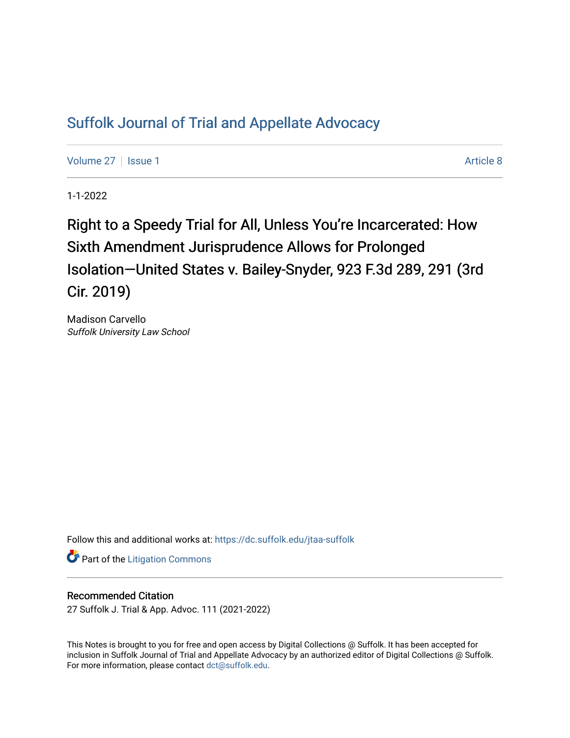# Suffolk Journal of Trial and Appellate Advocacy

Volume 27 | Issue 1 Article 8

1-1-2022

## Right to a Speedy Trial for All, Unless You're Incarcerated: How Sixth Amendment Jurisprudence Allows for Prolonged Isolation—United States v. Bailey-Snyder, 923 F.3d 289, 291 (3rd Cir. 2019)

Madison Carvello
*Suffolk University Law School*

Follow this and additional works at: https://dc.suffolk.edu/jtaa-suffolk

Part of the Litigation Commons

### Recommended Citation

27 Suffolk J. Trial & App. Advoc. 111 (2021-2022)

This Notes is brought to you for free and open access by Digital Collections @ Suffolk. It has been accepted for inclusion in Suffolk Journal of Trial and Appellate Advocacy by an authorized editor of Digital Collections @ Suffolk. For more information, please contact dct@suffolk.edu.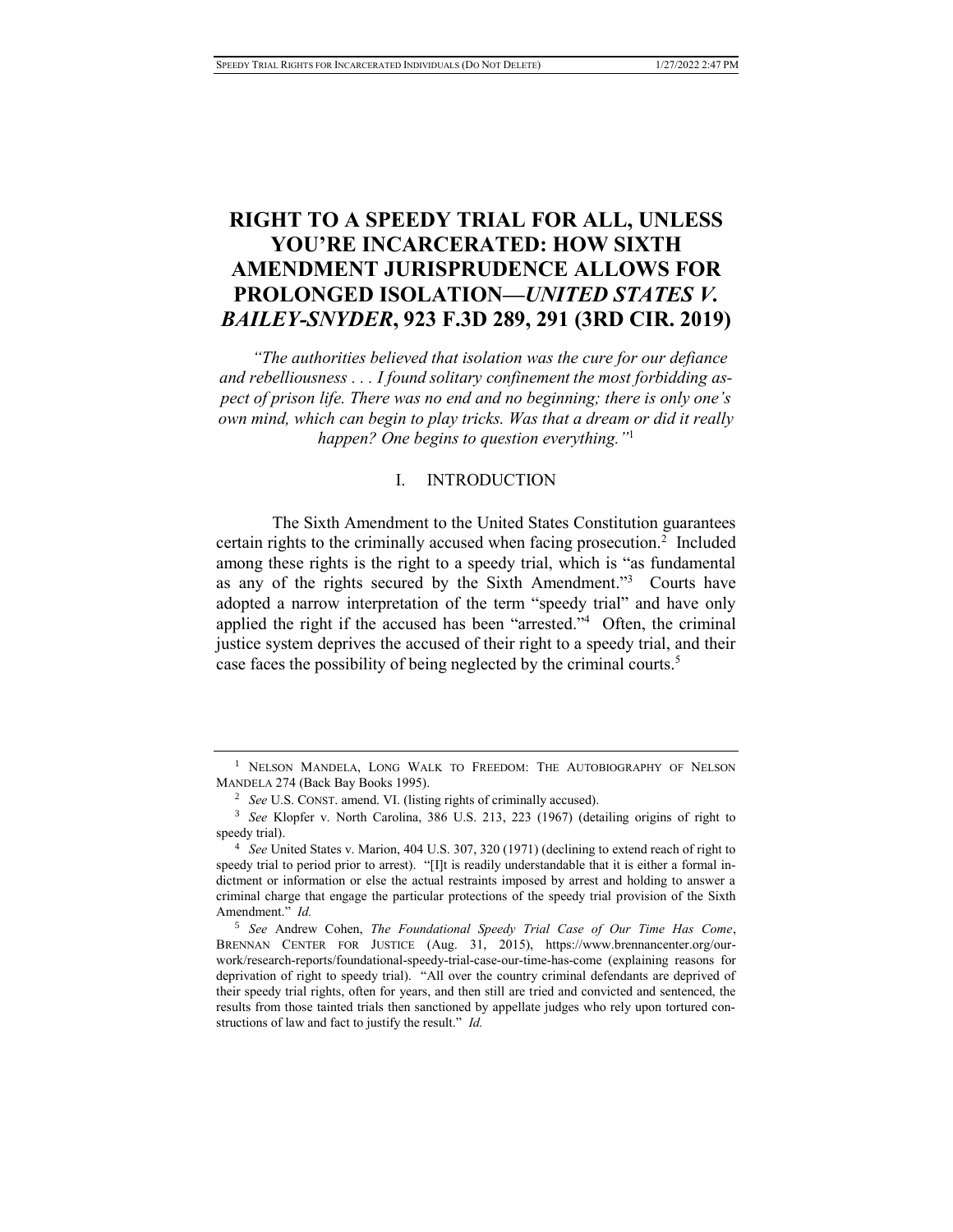# RIGHT TO A SPEEDY TRIAL FOR ALL, UNLESS YOU'RE INCARCERATED: HOW SIXTH AMENDMENT JURISPRUDENCE ALLOWS FOR PROLONGED ISOLATION—*UNITED STATES V. BAILEY-SNYDER*, 923 F.3D 289, 291 (3RD CIR. 2019)

*"The authorities believed that isolation was the cure for our defiance and rebelliousness . . . I found solitary confinement the most forbidding aspect of prison life. There was no end and no beginning; there is only one's own mind, which can begin to play tricks. Was that a dream or did it really happen? One begins to question everything."*[1]

## I. INTRODUCTION

The Sixth Amendment to the United States Constitution guarantees certain rights to the criminally accused when facing prosecution.[2] Included among these rights is the right to a speedy trial, which is "as fundamental as any of the rights secured by the Sixth Amendment."[3] Courts have adopted a narrow interpretation of the term "speedy trial" and have only applied the right if the accused has been "arrested."[4] Often, the criminal justice system deprives the accused of their right to a speedy trial, and their case faces the possibility of being neglected by the criminal courts.[5]

---

[1] NELSON MANDELA, LONG WALK TO FREEDOM: THE AUTOBIOGRAPHY OF NELSON MANDELA 274 (Back Bay Books 1995).

[2] *See* U.S. CONST. amend. VI. (listing rights of criminally accused).

[3] *See* Klopfer v. North Carolina, 386 U.S. 213, 223 (1967) (detailing origins of right to speedy trial).

[4] *See* United States v. Marion, 404 U.S. 307, 320 (1971) (declining to extend reach of right to speedy trial to period prior to arrest). "[I]t is readily understandable that it is either a formal indictment or information or else the actual restraints imposed by arrest and holding to answer a criminal charge that engage the particular protections of the speedy trial provision of the Sixth Amendment." *Id.*

[5] *See* Andrew Cohen, *The Foundational Speedy Trial Case of Our Time Has Come*, BRENNAN CENTER FOR JUSTICE (Aug. 31, 2015), https://www.brennancenter.org/our-work/research-reports/foundational-speedy-trial-case-our-time-has-come (explaining reasons for deprivation of right to speedy trial). "All over the country criminal defendants are deprived of their speedy trial rights, often for years, and then still are tried and convicted and sentenced, the results from those tainted trials then sanctioned by appellate judges who rely upon tortured constructions of law and fact to justify the result." *Id.*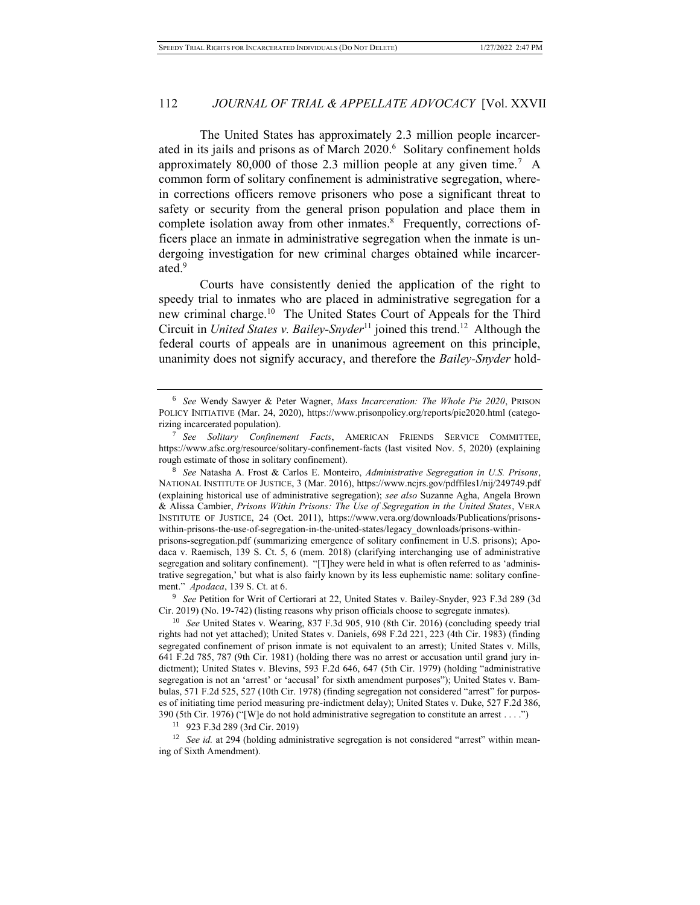The United States has approximately 2.3 million people incarcerated in its jails and prisons as of March 2020.[6] Solitary confinement holds approximately 80,000 of those 2.3 million people at any given time.[7] A common form of solitary confinement is administrative segregation, wherein corrections officers remove prisoners who pose a significant threat to safety or security from the general prison population and place them in complete isolation away from other inmates.[8] Frequently, corrections officers place an inmate in administrative segregation when the inmate is undergoing investigation for new criminal charges obtained while incarcerated.[9]

Courts have consistently denied the application of the right to speedy trial to inmates who are placed in administrative segregation for a new criminal charge.[10] The United States Court of Appeals for the Third Circuit in *United States v. Bailey-Snyder*[11] joined this trend.[12] Although the federal courts of appeals are in unanimous agreement on this principle, unanimity does not signify accuracy, and therefore the *Bailey-Snyder* hold-

---

[6] *See* Wendy Sawyer & Peter Wagner, *Mass Incarceration: The Whole Pie 2020*, PRISON POLICY INITIATIVE (Mar. 24, 2020), https://www.prisonpolicy.org/reports/pie2020.html (categorizing incarcerated population).

[7] *See Solitary Confinement Facts*, AMERICAN FRIENDS SERVICE COMMITTEE, https://www.afsc.org/resource/solitary-confinement-facts (last visited Nov. 5, 2020) (explaining rough estimate of those in solitary confinement).

[8] *See* Natasha A. Frost & Carlos E. Monteiro, *Administrative Segregation in U.S. Prisons*, NATIONAL INSTITUTE OF JUSTICE, 3 (Mar. 2016), https://www.ncjrs.gov/pdffiles1/nij/249749.pdf (explaining historical use of administrative segregation); *see also* Suzanne Agha, Angela Brown & Alissa Cambier, *Prisons Within Prisons: The Use of Segregation in the United States*, VERA INSTITUTE OF JUSTICE, 24 (Oct. 2011), https://www.vera.org/downloads/Publications/prisons-within-prisons-the-use-of-segregation-in-the-united-states/legacy_downloads/prisons-within-prisons-segregation.pdf (summarizing emergence of solitary confinement in U.S. prisons); Apodaca v. Raemisch, 139 S. Ct. 5, 6 (mem. 2018) (clarifying interchanging use of administrative segregation and solitary confinement). "[T]hey were held in what is often referred to as 'administrative segregation,' but what is also fairly known by its less euphemistic name: solitary confinement." *Apodaca*, 139 S. Ct. at 6.

[9] *See* Petition for Writ of Certiorari at 22, United States v. Bailey-Snyder, 923 F.3d 289 (3d Cir. 2019) (No. 19-742) (listing reasons why prison officials choose to segregate inmates).

[10] *See* United States v. Wearing, 837 F.3d 905, 910 (8th Cir. 2016) (concluding speedy trial rights had not yet attached); United States v. Daniels, 698 F.2d 221, 223 (4th Cir. 1983) (finding segregated confinement of prison inmate is not equivalent to an arrest); United States v. Mills, 641 F.2d 785, 787 (9th Cir. 1981) (holding there was no arrest or accusation until grand jury indictment); United States v. Blevins, 593 F.2d 646, 647 (5th Cir. 1979) (holding "administrative segregation is not an 'arrest' or 'accusal' for sixth amendment purposes"); United States v. Bambulas, 571 F.2d 525, 527 (10th Cir. 1978) (finding segregation not considered "arrest" for purposes of initiating time period measuring pre-indictment delay); United States v. Duke, 527 F.2d 386, 390 (5th Cir. 1976) ("[W]e do not hold administrative segregation to constitute an arrest . . . .")

[11] 923 F.3d 289 (3rd Cir. 2019)

[12] *See id.* at 294 (holding administrative segregation is not considered "arrest" within meaning of Sixth Amendment).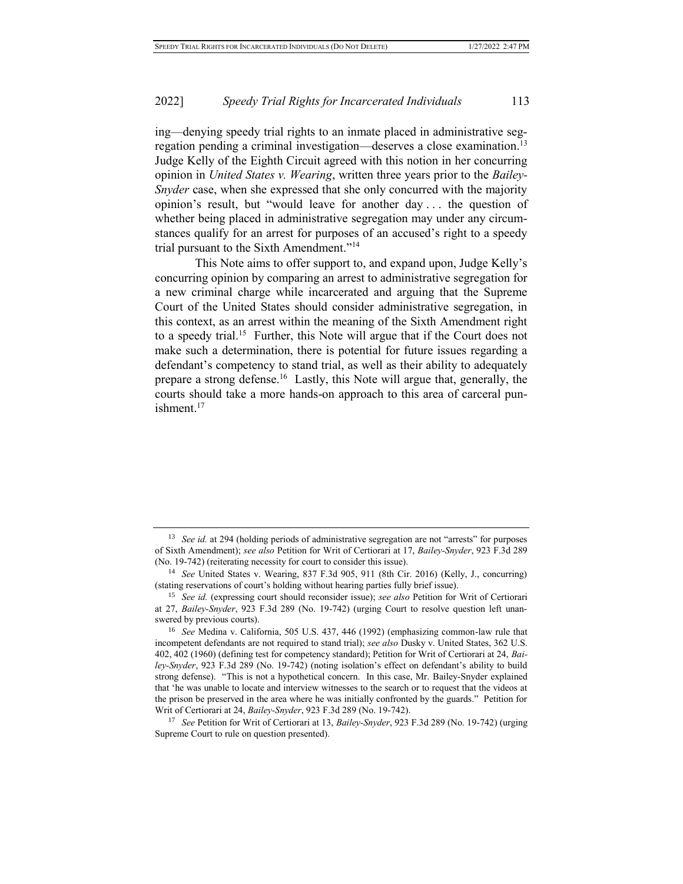ing—denying speedy trial rights to an inmate placed in administrative segregation pending a criminal investigation—deserves a close examination.[13] Judge Kelly of the Eighth Circuit agreed with this notion in her concurring opinion in *United States v. Wearing*, written three years prior to the *Bailey-Snyder* case, when she expressed that she only concurred with the majority opinion's result, but "would leave for another day . . . the question of whether being placed in administrative segregation may under any circumstances qualify for an arrest for purposes of an accused's right to a speedy trial pursuant to the Sixth Amendment."[14]

This Note aims to offer support to, and expand upon, Judge Kelly's concurring opinion by comparing an arrest to administrative segregation for a new criminal charge while incarcerated and arguing that the Supreme Court of the United States should consider administrative segregation, in this context, as an arrest within the meaning of the Sixth Amendment right to a speedy trial.[15] Further, this Note will argue that if the Court does not make such a determination, there is potential for future issues regarding a defendant's competency to stand trial, as well as their ability to adequately prepare a strong defense.[16] Lastly, this Note will argue that, generally, the courts should take a more hands-on approach to this area of carceral punishment.[17]

---

[13] *See id.* at 294 (holding periods of administrative segregation are not "arrests" for purposes of Sixth Amendment); *see also* Petition for Writ of Certiorari at 17, *Bailey-Snyder*, 923 F.3d 289 (No. 19-742) (reiterating necessity for court to consider this issue).

[14] *See* United States v. Wearing, 837 F.3d 905, 911 (8th Cir. 2016) (Kelly, J., concurring) (stating reservations of court's holding without hearing parties fully brief issue).

[15] *See id.* (expressing court should reconsider issue); *see also* Petition for Writ of Certiorari at 27, *Bailey-Snyder*, 923 F.3d 289 (No. 19-742) (urging Court to resolve question left unanswered by previous courts).

[16] *See* Medina v. California, 505 U.S. 437, 446 (1992) (emphasizing common-law rule that incompetent defendants are not required to stand trial); *see also* Dusky v. United States, 362 U.S. 402, 402 (1960) (defining test for competency standard); Petition for Writ of Certiorari at 24, *Bailey-Snyder*, 923 F.3d 289 (No. 19-742) (noting isolation's effect on defendant's ability to build strong defense). "This is not a hypothetical concern. In this case, Mr. Bailey-Snyder explained that 'he was unable to locate and interview witnesses to the search or to request that the videos at the prison be preserved in the area where he was initially confronted by the guards." Petition for Writ of Certiorari at 24, *Bailey-Snyder*, 923 F.3d 289 (No. 19-742).

[17] *See* Petition for Writ of Certiorari at 13, *Bailey-Snyder*, 923 F.3d 289 (No. 19-742) (urging Supreme Court to rule on question presented).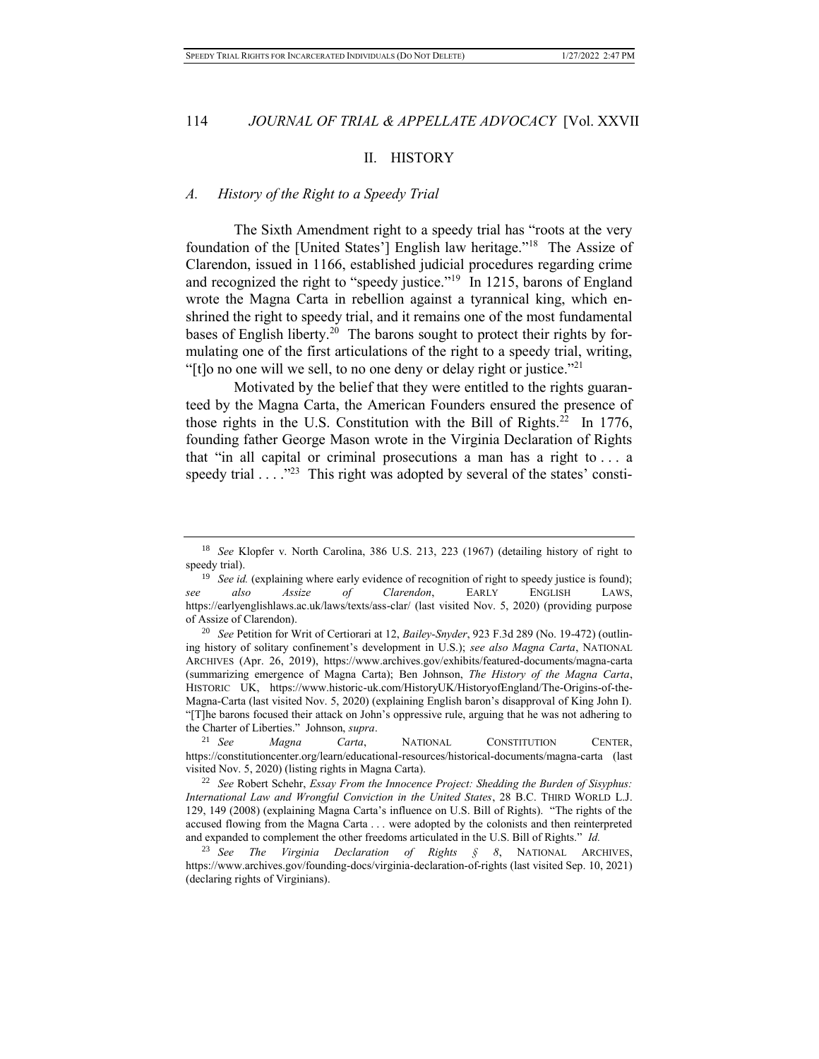## II. HISTORY

### *A. History of the Right to a Speedy Trial*

The Sixth Amendment right to a speedy trial has "roots at the very foundation of the [United States'] English law heritage."[18] The Assize of Clarendon, issued in 1166, established judicial procedures regarding crime and recognized the right to "speedy justice."[19] In 1215, barons of England wrote the Magna Carta in rebellion against a tyrannical king, which enshrined the right to speedy trial, and it remains one of the most fundamental bases of English liberty.[20] The barons sought to protect their rights by formulating one of the first articulations of the right to a speedy trial, writing, "[t]o no one will we sell, to no one deny or delay right or justice."[21]

Motivated by the belief that they were entitled to the rights guaranteed by the Magna Carta, the American Founders ensured the presence of those rights in the U.S. Constitution with the Bill of Rights.[22] In 1776, founding father George Mason wrote in the Virginia Declaration of Rights that "in all capital or criminal prosecutions a man has a right to . . . a speedy trial . . . ."[23] This right was adopted by several of the states' consti-

---

[18] *See* Klopfer v. North Carolina, 386 U.S. 213, 223 (1967) (detailing history of right to speedy trial).

[19] *See id.* (explaining where early evidence of recognition of right to speedy justice is found); *see also Assize of Clarendon*, EARLY ENGLISH LAWS, https://earlyenglishlaws.ac.uk/laws/texts/ass-clar/ (last visited Nov. 5, 2020) (providing purpose of Assize of Clarendon).

[20] *See* Petition for Writ of Certiorari at 12, *Bailey-Snyder*, 923 F.3d 289 (No. 19-472) (outlining history of solitary confinement's development in U.S.); *see also Magna Carta*, NATIONAL ARCHIVES (Apr. 26, 2019), https://www.archives.gov/exhibits/featured-documents/magna-carta (summarizing emergence of Magna Carta); Ben Johnson, *The History of the Magna Carta*, HISTORIC UK, https://www.historic-uk.com/HistoryUK/HistoryofEngland/The-Origins-of-the-Magna-Carta (last visited Nov. 5, 2020) (explaining English baron's disapproval of King John I). "[T]he barons focused their attack on John's oppressive rule, arguing that he was not adhering to the Charter of Liberties." Johnson, *supra*.

[21] *See Magna Carta*, NATIONAL CONSTITUTION CENTER, https://constitutioncenter.org/learn/educational-resources/historical-documents/magna-carta (last visited Nov. 5, 2020) (listing rights in Magna Carta).

[22] *See* Robert Schehr, *Essay From the Innocence Project: Shedding the Burden of Sisyphus: International Law and Wrongful Conviction in the United States*, 28 B.C. THIRD WORLD L.J. 129, 149 (2008) (explaining Magna Carta's influence on U.S. Bill of Rights). "The rights of the accused flowing from the Magna Carta . . . were adopted by the colonists and then reinterpreted and expanded to complement the other freedoms articulated in the U.S. Bill of Rights." *Id.*

[23] *See The Virginia Declaration of Rights § 8*, NATIONAL ARCHIVES, https://www.archives.gov/founding-docs/virginia-declaration-of-rights (last visited Sep. 10, 2021) (declaring rights of Virginians).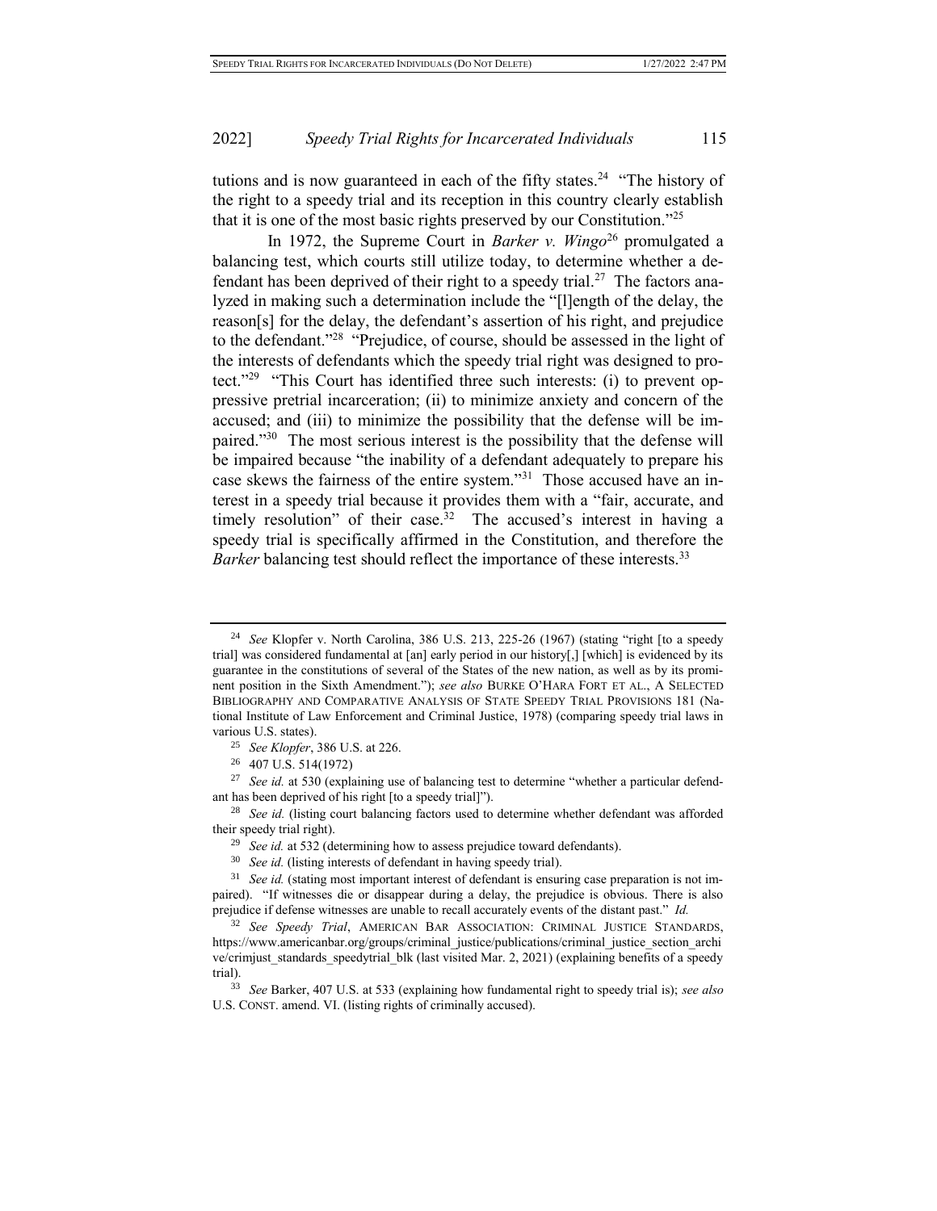tutions and is now guaranteed in each of the fifty states.[24] "The history of the right to a speedy trial and its reception in this country clearly establish that it is one of the most basic rights preserved by our Constitution."[25]

In 1972, the Supreme Court in *Barker v. Wingo*[26] promulgated a balancing test, which courts still utilize today, to determine whether a defendant has been deprived of their right to a speedy trial.[27] The factors analyzed in making such a determination include the "[l]ength of the delay, the reason[s] for the delay, the defendant's assertion of his right, and prejudice to the defendant."[28] "Prejudice, of course, should be assessed in the light of the interests of defendants which the speedy trial right was designed to protect."[29] "This Court has identified three such interests: (i) to prevent oppressive pretrial incarceration; (ii) to minimize anxiety and concern of the accused; and (iii) to minimize the possibility that the defense will be impaired."[30] The most serious interest is the possibility that the defense will be impaired because "the inability of a defendant adequately to prepare his case skews the fairness of the entire system."[31] Those accused have an interest in a speedy trial because it provides them with a "fair, accurate, and timely resolution" of their case.[32] The accused's interest in having a speedy trial is specifically affirmed in the Constitution, and therefore the *Barker* balancing test should reflect the importance of these interests.[33]

---

[24] *See* Klopfer v. North Carolina, 386 U.S. 213, 225-26 (1967) (stating "right [to a speedy trial] was considered fundamental at [an] early period in our history[,] [which] is evidenced by its guarantee in the constitutions of several of the States of the new nation, as well as by its prominent position in the Sixth Amendment."); *see also* BURKE O'HARA FORT ET AL., A SELECTED BIBLIOGRAPHY AND COMPARATIVE ANALYSIS OF STATE SPEEDY TRIAL PROVISIONS 181 (National Institute of Law Enforcement and Criminal Justice, 1978) (comparing speedy trial laws in various U.S. states).

[25] *See Klopfer*, 386 U.S. at 226.

[26] 407 U.S. 514(1972)

[27] *See id.* at 530 (explaining use of balancing test to determine "whether a particular defendant has been deprived of his right [to a speedy trial]").

[28] *See id.* (listing court balancing factors used to determine whether defendant was afforded their speedy trial right).

[29] *See id.* at 532 (determining how to assess prejudice toward defendants).

[30] *See id.* (listing interests of defendant in having speedy trial).

[31] *See id.* (stating most important interest of defendant is ensuring case preparation is not impaired). "If witnesses die or disappear during a delay, the prejudice is obvious. There is also prejudice if defense witnesses are unable to recall accurately events of the distant past." *Id.*

[32] *See Speedy Trial*, AMERICAN BAR ASSOCIATION: CRIMINAL JUSTICE STANDARDS, https://www.americanbar.org/groups/criminal_justice/publications/criminal_justice_section_archive/crimjust_standards_speedytrial_blk (last visited Mar. 2, 2021) (explaining benefits of a speedy trial).

[33] *See* Barker, 407 U.S. at 533 (explaining how fundamental right to speedy trial is); *see also* U.S. CONST. amend. VI. (listing rights of criminally accused).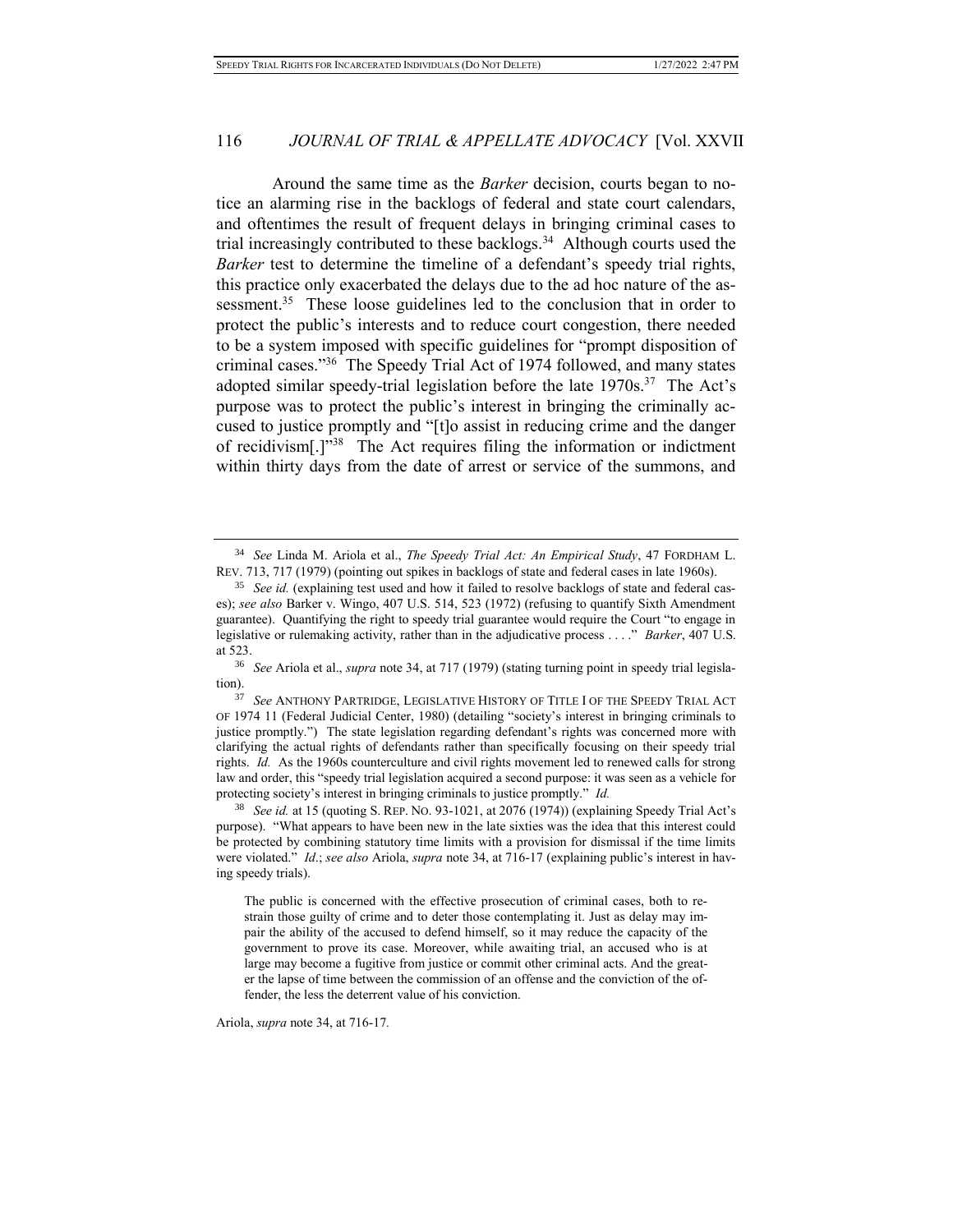Around the same time as the *Barker* decision, courts began to notice an alarming rise in the backlogs of federal and state court calendars, and oftentimes the result of frequent delays in bringing criminal cases to trial increasingly contributed to these backlogs.[34] Although courts used the *Barker* test to determine the timeline of a defendant's speedy trial rights, this practice only exacerbated the delays due to the ad hoc nature of the assessment.[35] These loose guidelines led to the conclusion that in order to protect the public's interests and to reduce court congestion, there needed to be a system imposed with specific guidelines for "prompt disposition of criminal cases."[36] The Speedy Trial Act of 1974 followed, and many states adopted similar speedy-trial legislation before the late 1970s.[37] The Act's purpose was to protect the public's interest in bringing the criminally accused to justice promptly and "[t]o assist in reducing crime and the danger of recidivism[.]"[38] The Act requires filing the information or indictment within thirty days from the date of arrest or service of the summons, and

---

[34] *See* Linda M. Ariola et al., *The Speedy Trial Act: An Empirical Study*, 47 FORDHAM L. REV. 713, 717 (1979) (pointing out spikes in backlogs of state and federal cases in late 1960s).

[35] *See id.* (explaining test used and how it failed to resolve backlogs of state and federal cases); *see also* Barker v. Wingo, 407 U.S. 514, 523 (1972) (refusing to quantify Sixth Amendment guarantee). Quantifying the right to speedy trial guarantee would require the Court "to engage in legislative or rulemaking activity, rather than in the adjudicative process . . . ." *Barker*, 407 U.S. at 523.

[36] *See* Ariola et al., *supra* note 34, at 717 (1979) (stating turning point in speedy trial legislation).

[37] *See* ANTHONY PARTRIDGE, LEGISLATIVE HISTORY OF TITLE I OF THE SPEEDY TRIAL ACT OF 1974 11 (Federal Judicial Center, 1980) (detailing "society's interest in bringing criminals to justice promptly.") The state legislation regarding defendant's rights was concerned more with clarifying the actual rights of defendants rather than specifically focusing on their speedy trial rights. *Id.* As the 1960s counterculture and civil rights movement led to renewed calls for strong law and order, this "speedy trial legislation acquired a second purpose: it was seen as a vehicle for protecting society's interest in bringing criminals to justice promptly." *Id.*

[38] *See id.* at 15 (quoting S. REP. NO. 93-1021, at 2076 (1974)) (explaining Speedy Trial Act's purpose). "What appears to have been new in the late sixties was the idea that this interest could be protected by combining statutory time limits with a provision for dismissal if the time limits were violated." *Id*.; *see also* Ariola, *supra* note 34, at 716-17 (explaining public's interest in having speedy trials).

> The public is concerned with the effective prosecution of criminal cases, both to restrain those guilty of crime and to deter those contemplating it. Just as delay may impair the ability of the accused to defend himself, so it may reduce the capacity of the government to prove its case. Moreover, while awaiting trial, an accused who is at large may become a fugitive from justice or commit other criminal acts. And the greater the lapse of time between the commission of an offense and the conviction of the offender, the less the deterrent value of his conviction.

Ariola, *supra* note 34, at 716-17.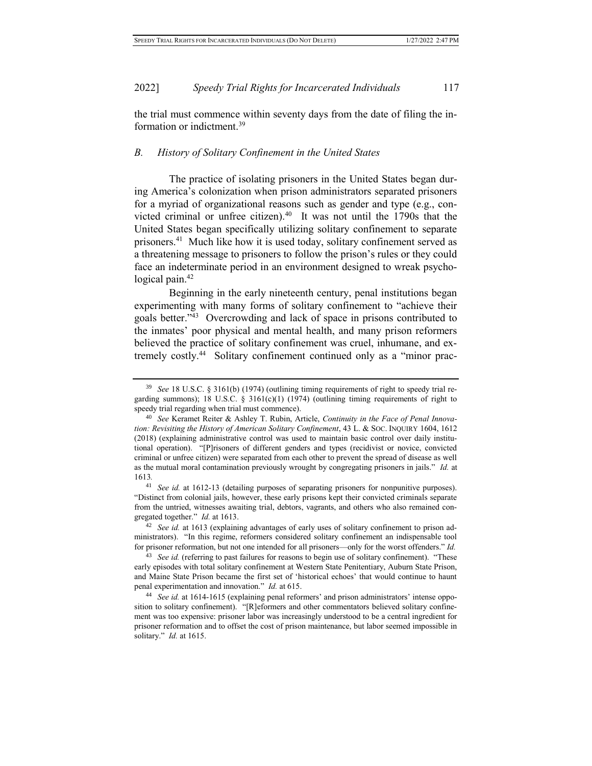the trial must commence within seventy days from the date of filing the information or indictment.[39]

### *B. History of Solitary Confinement in the United States*

The practice of isolating prisoners in the United States began during America's colonization when prison administrators separated prisoners for a myriad of organizational reasons such as gender and type (e.g., convicted criminal or unfree citizen).[40] It was not until the 1790s that the United States began specifically utilizing solitary confinement to separate prisoners.[41] Much like how it is used today, solitary confinement served as a threatening message to prisoners to follow the prison's rules or they could face an indeterminate period in an environment designed to wreak psychological pain.[42]

Beginning in the early nineteenth century, penal institutions began experimenting with many forms of solitary confinement to "achieve their goals better."[43] Overcrowding and lack of space in prisons contributed to the inmates' poor physical and mental health, and many prison reformers believed the practice of solitary confinement was cruel, inhumane, and extremely costly.[44] Solitary confinement continued only as a "minor prac-

---

[39] *See* 18 U.S.C. § 3161(b) (1974) (outlining timing requirements of right to speedy trial regarding summons); 18 U.S.C. § 3161(c)(1) (1974) (outlining timing requirements of right to speedy trial regarding when trial must commence).

[40] *See* Keramet Reiter & Ashley T. Rubin, Article, *Continuity in the Face of Penal Innovation: Revisiting the History of American Solitary Confinement*, 43 L. & SOC. INQUIRY 1604, 1612 (2018) (explaining administrative control was used to maintain basic control over daily institutional operation). "[P]risoners of different genders and types (recidivist or novice, convicted criminal or unfree citizen) were separated from each other to prevent the spread of disease as well as the mutual moral contamination previously wrought by congregating prisoners in jails." *Id.* at 1613.

[41] *See id.* at 1612-13 (detailing purposes of separating prisoners for nonpunitive purposes). "Distinct from colonial jails, however, these early prisons kept their convicted criminals separate from the untried, witnesses awaiting trial, debtors, vagrants, and others who also remained congregated together." *Id.* at 1613.

[42] *See id.* at 1613 (explaining advantages of early uses of solitary confinement to prison administrators). "In this regime, reformers considered solitary confinement an indispensable tool for prisoner reformation, but not one intended for all prisoners—only for the worst offenders." *Id.*

[43] *See id.* (referring to past failures for reasons to begin use of solitary confinement). "These early episodes with total solitary confinement at Western State Penitentiary, Auburn State Prison, and Maine State Prison became the first set of 'historical echoes' that would continue to haunt penal experimentation and innovation." *Id.* at 615.

[44] *See id.* at 1614-1615 (explaining penal reformers' and prison administrators' intense opposition to solitary confinement). "[R]eformers and other commentators believed solitary confinement was too expensive: prisoner labor was increasingly understood to be a central ingredient for prisoner reformation and to offset the cost of prison maintenance, but labor seemed impossible in solitary." *Id.* at 1615.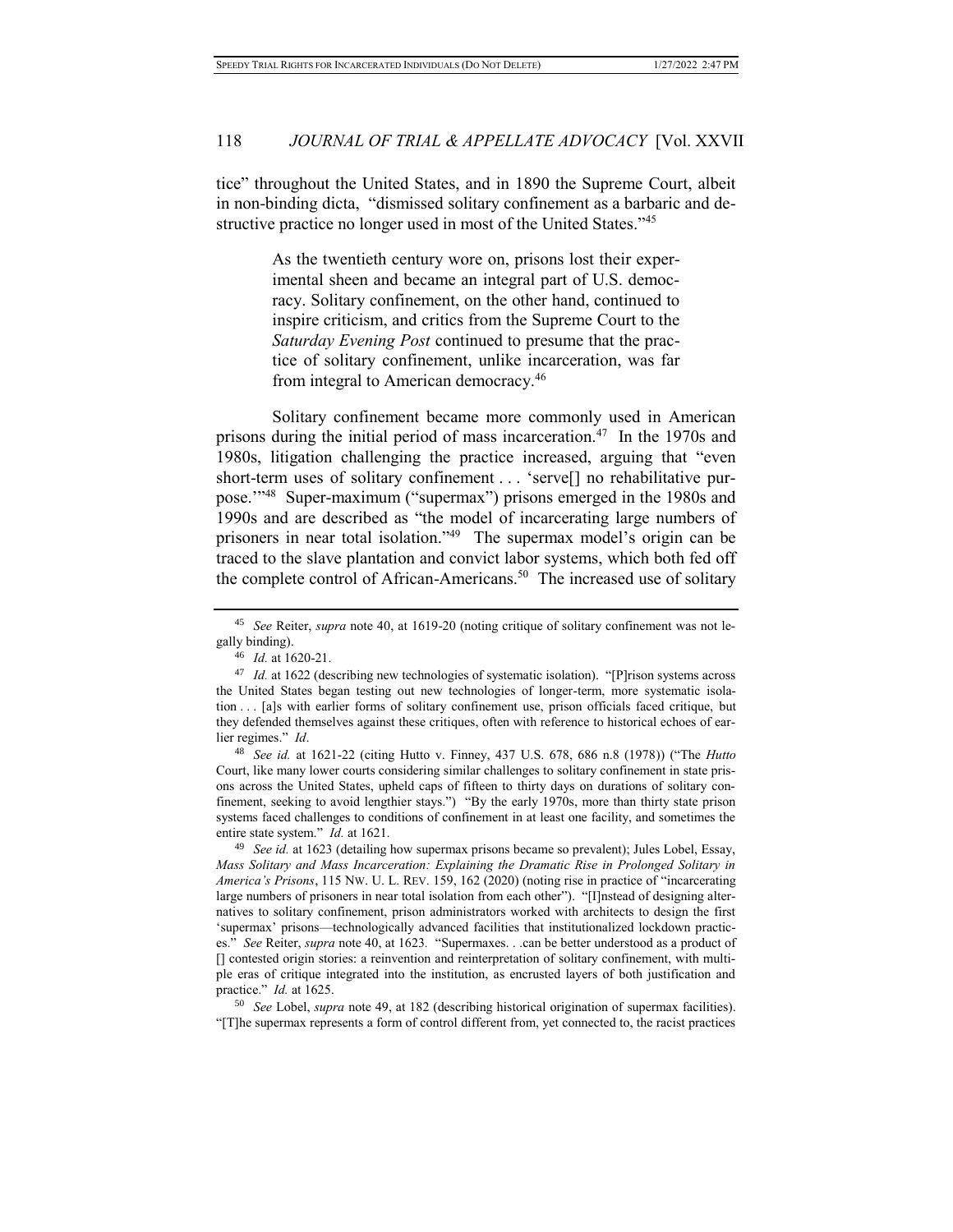tice" throughout the United States, and in 1890 the Supreme Court, albeit in non-binding dicta, "dismissed solitary confinement as a barbaric and destructive practice no longer used in most of the United States."[45]

> As the twentieth century wore on, prisons lost their experimental sheen and became an integral part of U.S. democracy. Solitary confinement, on the other hand, continued to inspire criticism, and critics from the Supreme Court to the *Saturday Evening Post* continued to presume that the practice of solitary confinement, unlike incarceration, was far from integral to American democracy.[46]

Solitary confinement became more commonly used in American prisons during the initial period of mass incarceration.[47] In the 1970s and 1980s, litigation challenging the practice increased, arguing that "even short-term uses of solitary confinement . . . 'serve[] no rehabilitative purpose.'"[48] Super-maximum ("supermax") prisons emerged in the 1980s and 1990s and are described as "the model of incarcerating large numbers of prisoners in near total isolation."[49] The supermax model's origin can be traced to the slave plantation and convict labor systems, which both fed off the complete control of African-Americans.[50] The increased use of solitary

---

[45] *See* Reiter, *supra* note 40, at 1619-20 (noting critique of solitary confinement was not legally binding).

[46] *Id.* at 1620-21.

[47] *Id.* at 1622 (describing new technologies of systematic isolation). "[P]rison systems across the United States began testing out new technologies of longer-term, more systematic isolation . . . [a]s with earlier forms of solitary confinement use, prison officials faced critique, but they defended themselves against these critiques, often with reference to historical echoes of earlier regimes." *Id*.

[48] *See id.* at 1621-22 (citing Hutto v. Finney, 437 U.S. 678, 686 n.8 (1978)) ("The *Hutto* Court, like many lower courts considering similar challenges to solitary confinement in state prisons across the United States, upheld caps of fifteen to thirty days on durations of solitary confinement, seeking to avoid lengthier stays.") "By the early 1970s, more than thirty state prison systems faced challenges to conditions of confinement in at least one facility, and sometimes the entire state system." *Id.* at 1621.

[49] *See id.* at 1623 (detailing how supermax prisons became so prevalent); Jules Lobel, Essay, *Mass Solitary and Mass Incarceration: Explaining the Dramatic Rise in Prolonged Solitary in America's Prisons*, 115 NW. U. L. REV. 159, 162 (2020) (noting rise in practice of "incarcerating large numbers of prisoners in near total isolation from each other"). "[I]nstead of designing alternatives to solitary confinement, prison administrators worked with architects to design the first 'supermax' prisons—technologically advanced facilities that institutionalized lockdown practices." *See* Reiter, *supra* note 40, at 1623. "Supermaxes. . .can be better understood as a product of [] contested origin stories: a reinvention and reinterpretation of solitary confinement, with multiple eras of critique integrated into the institution, as encrusted layers of both justification and practice." *Id.* at 1625.

[50] *See* Lobel, *supra* note 49, at 182 (describing historical origination of supermax facilities). "[T]he supermax represents a form of control different from, yet connected to, the racist practices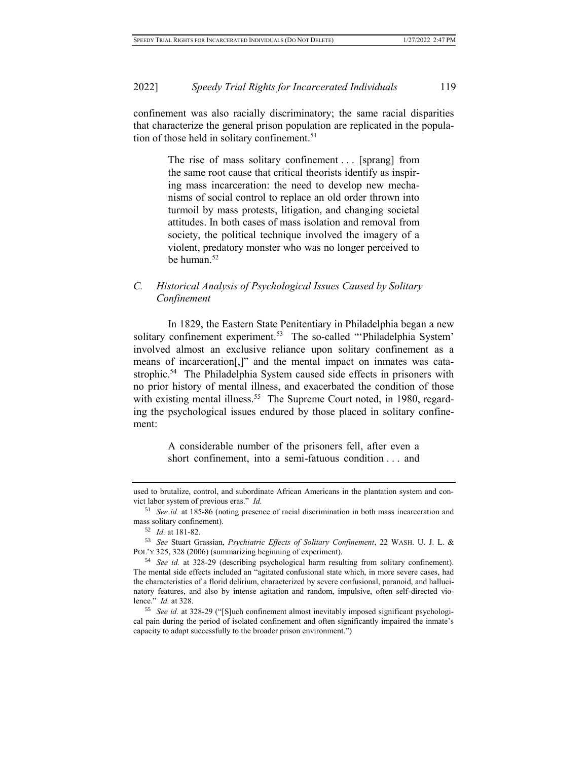confinement was also racially discriminatory; the same racial disparities that characterize the general prison population are replicated in the population of those held in solitary confinement.[51]

> The rise of mass solitary confinement . . . [sprang] from the same root cause that critical theorists identify as inspiring mass incarceration: the need to develop new mechanisms of social control to replace an old order thrown into turmoil by mass protests, litigation, and changing societal attitudes. In both cases of mass isolation and removal from society, the political technique involved the imagery of a violent, predatory monster who was no longer perceived to be human.[52]

### *C. Historical Analysis of Psychological Issues Caused by Solitary Confinement*

In 1829, the Eastern State Penitentiary in Philadelphia began a new solitary confinement experiment.[53] The so-called "'Philadelphia System' involved almost an exclusive reliance upon solitary confinement as a means of incarceration[,]" and the mental impact on inmates was catastrophic.[54] The Philadelphia System caused side effects in prisoners with no prior history of mental illness, and exacerbated the condition of those with existing mental illness.[55] The Supreme Court noted, in 1980, regarding the psychological issues endured by those placed in solitary confinement:

> A considerable number of the prisoners fell, after even a short confinement, into a semi-fatuous condition . . . and

---

used to brutalize, control, and subordinate African Americans in the plantation system and convict labor system of previous eras." *Id.*

[51] *See id.* at 185-86 (noting presence of racial discrimination in both mass incarceration and mass solitary confinement).

[52] *Id.* at 181-82.

[53] *See* Stuart Grassian, *Psychiatric Effects of Solitary Confinement*, 22 WASH. U. J. L. & POL'Y 325, 328 (2006) (summarizing beginning of experiment).

[54] *See id.* at 328-29 (describing psychological harm resulting from solitary confinement). The mental side effects included an "agitated confusional state which, in more severe cases, had the characteristics of a florid delirium, characterized by severe confusional, paranoid, and hallucinatory features, and also by intense agitation and random, impulsive, often self-directed violence." *Id.* at 328.

[55] *See id.* at 328-29 ("[S]uch confinement almost inevitably imposed significant psychological pain during the period of isolated confinement and often significantly impaired the inmate's capacity to adapt successfully to the broader prison environment.")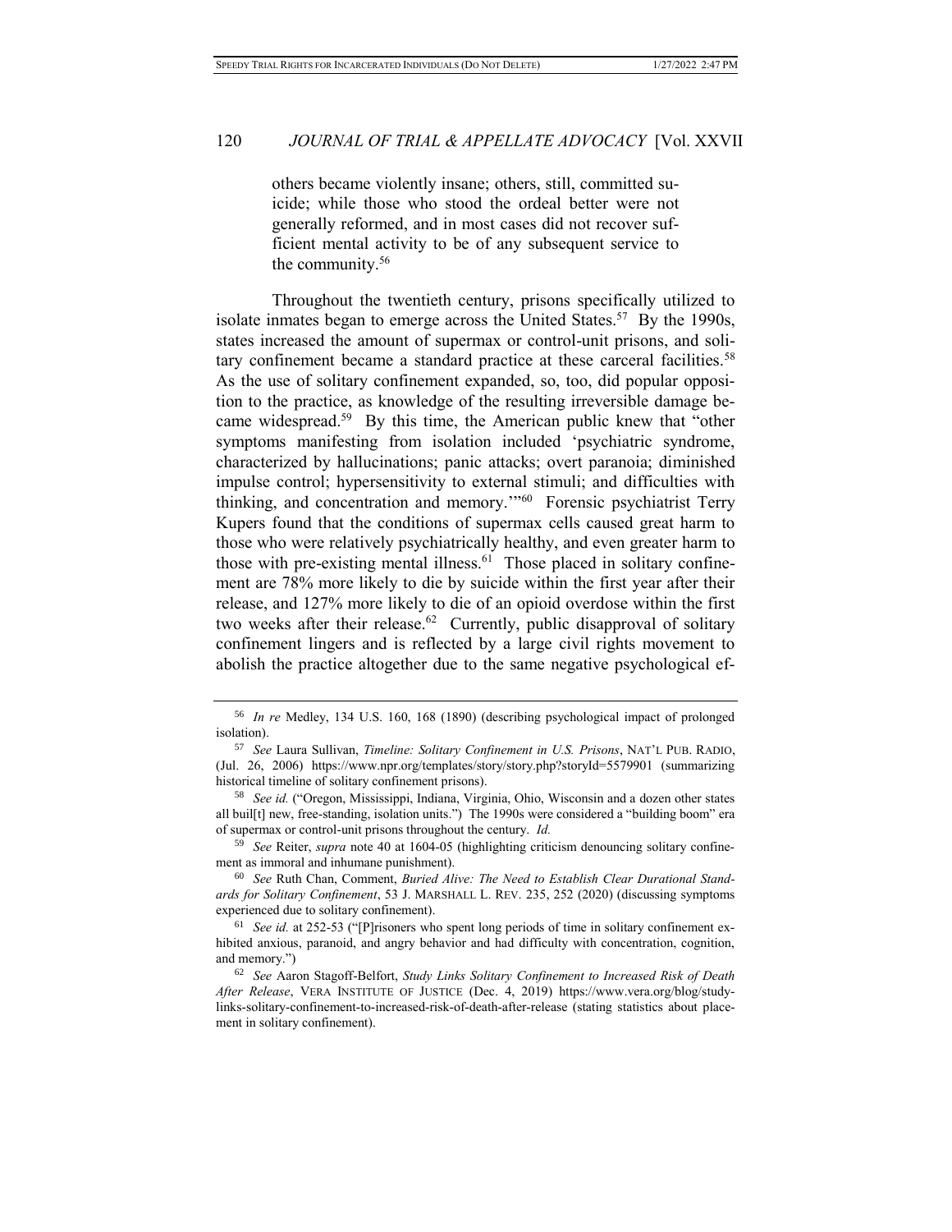> others became violently insane; others, still, committed suicide; while those who stood the ordeal better were not generally reformed, and in most cases did not recover sufficient mental activity to be of any subsequent service to the community.[56]

Throughout the twentieth century, prisons specifically utilized to isolate inmates began to emerge across the United States.[57] By the 1990s, states increased the amount of supermax or control-unit prisons, and solitary confinement became a standard practice at these carceral facilities.[58] As the use of solitary confinement expanded, so, too, did popular opposition to the practice, as knowledge of the resulting irreversible damage became widespread.[59] By this time, the American public knew that "other symptoms manifesting from isolation included 'psychiatric syndrome, characterized by hallucinations; panic attacks; overt paranoia; diminished impulse control; hypersensitivity to external stimuli; and difficulties with thinking, and concentration and memory.'"[60] Forensic psychiatrist Terry Kupers found that the conditions of supermax cells caused great harm to those who were relatively psychiatrically healthy, and even greater harm to those with pre-existing mental illness.[61] Those placed in solitary confinement are 78% more likely to die by suicide within the first year after their release, and 127% more likely to die of an opioid overdose within the first two weeks after their release.[62] Currently, public disapproval of solitary confinement lingers and is reflected by a large civil rights movement to abolish the practice altogether due to the same negative psychological ef-

---

[56] *In re* Medley, 134 U.S. 160, 168 (1890) (describing psychological impact of prolonged isolation).

[57] *See* Laura Sullivan, *Timeline: Solitary Confinement in U.S. Prisons*, NAT'L PUB. RADIO, (Jul. 26, 2006) https://www.npr.org/templates/story/story.php?storyId=5579901 (summarizing historical timeline of solitary confinement prisons).

[58] *See id.* ("Oregon, Mississippi, Indiana, Virginia, Ohio, Wisconsin and a dozen other states all buil[t] new, free-standing, isolation units.") The 1990s were considered a "building boom" era of supermax or control-unit prisons throughout the century. *Id.*

[59] *See* Reiter, *supra* note 40 at 1604-05 (highlighting criticism denouncing solitary confinement as immoral and inhumane punishment).

[60] *See* Ruth Chan, Comment, *Buried Alive: The Need to Establish Clear Durational Standards for Solitary Confinement*, 53 J. MARSHALL L. REV. 235, 252 (2020) (discussing symptoms experienced due to solitary confinement).

[61] *See id.* at 252-53 ("[P]risoners who spent long periods of time in solitary confinement exhibited anxious, paranoid, and angry behavior and had difficulty with concentration, cognition, and memory.")

[62] *See* Aaron Stagoff-Belfort, *Study Links Solitary Confinement to Increased Risk of Death After Release*, VERA INSTITUTE OF JUSTICE (Dec. 4, 2019) https://www.vera.org/blog/study-links-solitary-confinement-to-increased-risk-of-death-after-release (stating statistics about placement in solitary confinement).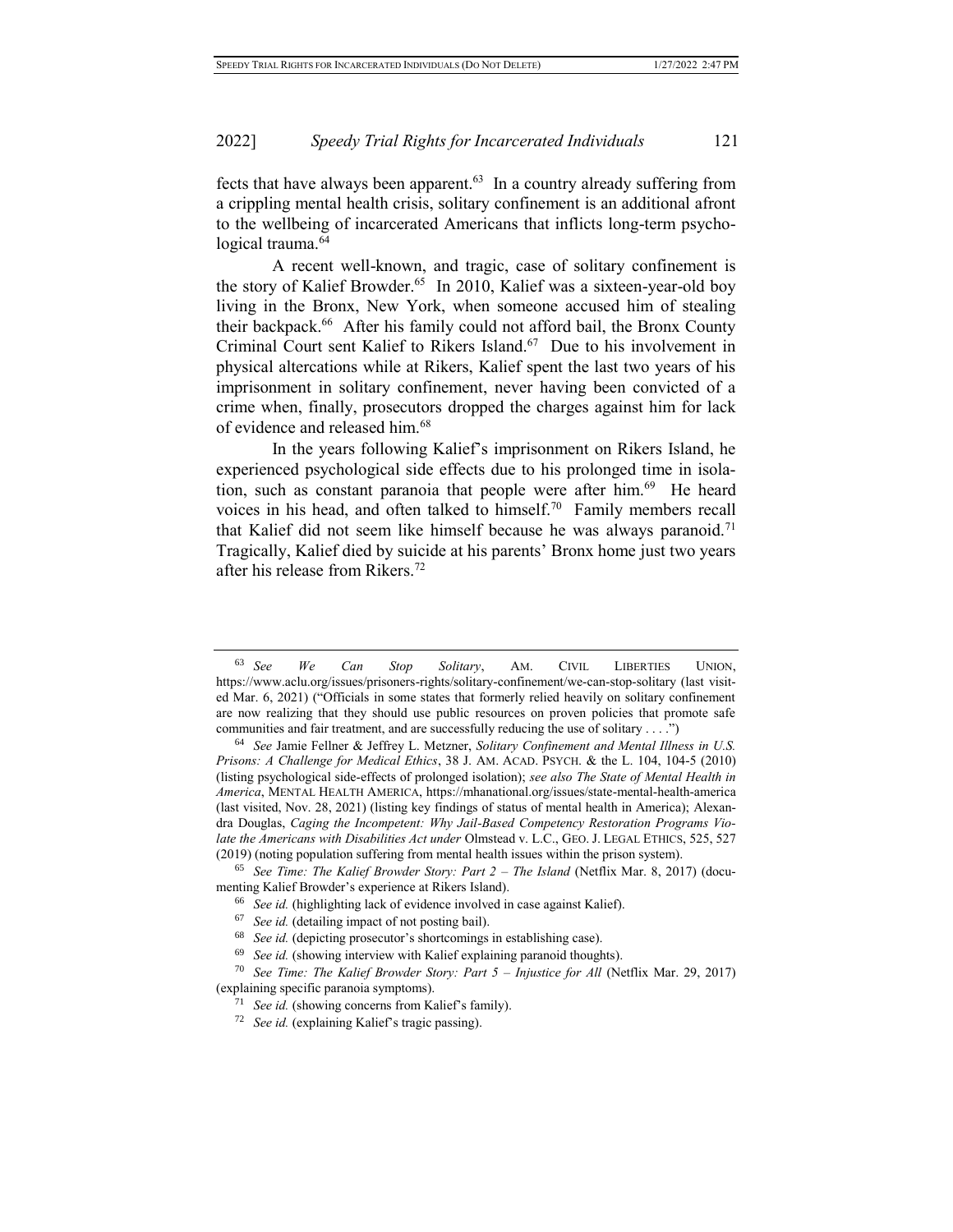fects that have always been apparent.[63] In a country already suffering from a crippling mental health crisis, solitary confinement is an additional afront to the wellbeing of incarcerated Americans that inflicts long-term psychological trauma.[64]

A recent well-known, and tragic, case of solitary confinement is the story of Kalief Browder.[65] In 2010, Kalief was a sixteen-year-old boy living in the Bronx, New York, when someone accused him of stealing their backpack.[66] After his family could not afford bail, the Bronx County Criminal Court sent Kalief to Rikers Island.[67] Due to his involvement in physical altercations while at Rikers, Kalief spent the last two years of his imprisonment in solitary confinement, never having been convicted of a crime when, finally, prosecutors dropped the charges against him for lack of evidence and released him.[68]

In the years following Kalief's imprisonment on Rikers Island, he experienced psychological side effects due to his prolonged time in isolation, such as constant paranoia that people were after him.[69] He heard voices in his head, and often talked to himself.[70] Family members recall that Kalief did not seem like himself because he was always paranoid.[71] Tragically, Kalief died by suicide at his parents' Bronx home just two years after his release from Rikers.[72]

---

[63] *See We Can Stop Solitary*, AM. CIVIL LIBERTIES UNION, https://www.aclu.org/issues/prisoners-rights/solitary-confinement/we-can-stop-solitary (last visited Mar. 6, 2021) ("Officials in some states that formerly relied heavily on solitary confinement are now realizing that they should use public resources on proven policies that promote safe communities and fair treatment, and are successfully reducing the use of solitary . . . .")

[64] *See* Jamie Fellner & Jeffrey L. Metzner, *Solitary Confinement and Mental Illness in U.S. Prisons: A Challenge for Medical Ethics*, 38 J. AM. ACAD. PSYCH. & the L. 104, 104-5 (2010) (listing psychological side-effects of prolonged isolation); *see also The State of Mental Health in America*, MENTAL HEALTH AMERICA, https://mhanational.org/issues/state-mental-health-america (last visited, Nov. 28, 2021) (listing key findings of status of mental health in America); Alexandra Douglas, *Caging the Incompetent: Why Jail-Based Competency Restoration Programs Violate the Americans with Disabilities Act under* Olmstead v. L.C., GEO. J. LEGAL ETHICS, 525, 527 (2019) (noting population suffering from mental health issues within the prison system).

[65] *See Time: The Kalief Browder Story: Part 2 – The Island* (Netflix Mar. 8, 2017) (documenting Kalief Browder's experience at Rikers Island).

[66] *See id.* (highlighting lack of evidence involved in case against Kalief).

[67] *See id.* (detailing impact of not posting bail).

[68] *See id.* (depicting prosecutor's shortcomings in establishing case).

[69] *See id.* (showing interview with Kalief explaining paranoid thoughts).

[70] *See Time: The Kalief Browder Story: Part 5 – Injustice for All* (Netflix Mar. 29, 2017) (explaining specific paranoia symptoms).

[71] *See id.* (showing concerns from Kalief's family).

[72] *See id.* (explaining Kalief's tragic passing).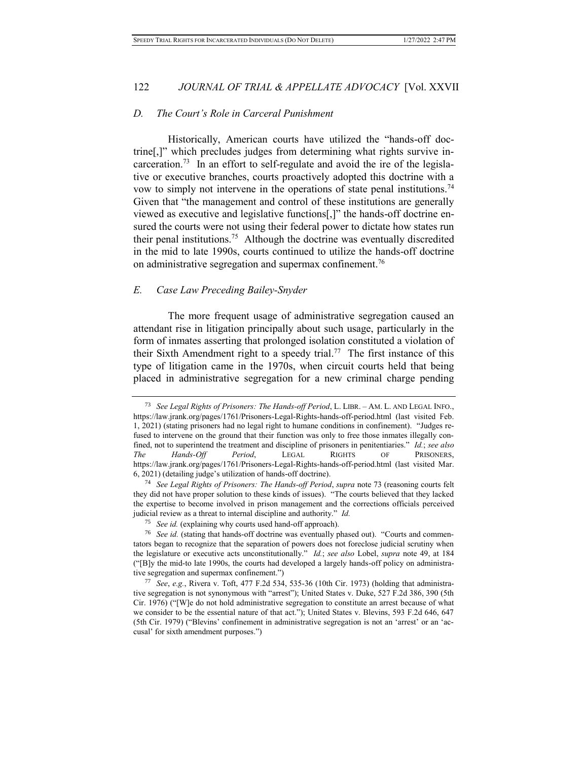### *D. The Court's Role in Carceral Punishment*

Historically, American courts have utilized the "hands-off doctrine[,]" which precludes judges from determining what rights survive incarceration.[73] In an effort to self-regulate and avoid the ire of the legislative or executive branches, courts proactively adopted this doctrine with a vow to simply not intervene in the operations of state penal institutions.[74] Given that "the management and control of these institutions are generally viewed as executive and legislative functions[,]" the hands-off doctrine ensured the courts were not using their federal power to dictate how states run their penal institutions.[75] Although the doctrine was eventually discredited in the mid to late 1990s, courts continued to utilize the hands-off doctrine on administrative segregation and supermax confinement.[76]

### *E. Case Law Preceding Bailey-Snyder*

The more frequent usage of administrative segregation caused an attendant rise in litigation principally about such usage, particularly in the form of inmates asserting that prolonged isolation constituted a violation of their Sixth Amendment right to a speedy trial.[77] The first instance of this type of litigation came in the 1970s, when circuit courts held that being placed in administrative segregation for a new criminal charge pending

---

[73] *See Legal Rights of Prisoners: The Hands-off Period*, L. LIBR. – AM. L. AND LEGAL INFO., https://law.jrank.org/pages/1761/Prisoners-Legal-Rights-hands-off-period.html (last visited Feb. 1, 2021) (stating prisoners had no legal right to humane conditions in confinement). "Judges refused to intervene on the ground that their function was only to free those inmates illegally confined, not to superintend the treatment and discipline of prisoners in penitentiaries." *Id.*; *see also The Hands-Off Period*, LEGAL RIGHTS OF PRISONERS, https://law.jrank.org/pages/1761/Prisoners-Legal-Rights-hands-off-period.html (last visited Mar. 6, 2021) (detailing judge's utilization of hands-off doctrine).

[74] *See Legal Rights of Prisoners: The Hands-off Period*, *supra* note 73 (reasoning courts felt they did not have proper solution to these kinds of issues). "The courts believed that they lacked the expertise to become involved in prison management and the corrections officials perceived judicial review as a threat to internal discipline and authority." *Id.*

[75] *See id.* (explaining why courts used hand-off approach).

[76] *See id.* (stating that hands-off doctrine was eventually phased out). "Courts and commentators began to recognize that the separation of powers does not foreclose judicial scrutiny when the legislature or executive acts unconstitutionally." *Id.*; *see also* Lobel, *supra* note 49, at 184 ("[B]y the mid-to late 1990s, the courts had developed a largely hands-off policy on administrative segregation and supermax confinement.")

[77] *See*, *e.g.*, Rivera v. Toft, 477 F.2d 534, 535-36 (10th Cir. 1973) (holding that administrative segregation is not synonymous with "arrest"); United States v. Duke, 527 F.2d 386, 390 (5th Cir. 1976) ("[W]e do not hold administrative segregation to constitute an arrest because of what we consider to be the essential nature of that act."); United States v. Blevins, 593 F.2d 646, 647 (5th Cir. 1979) ("Blevins' confinement in administrative segregation is not an 'arrest' or an 'accusal' for sixth amendment purposes.")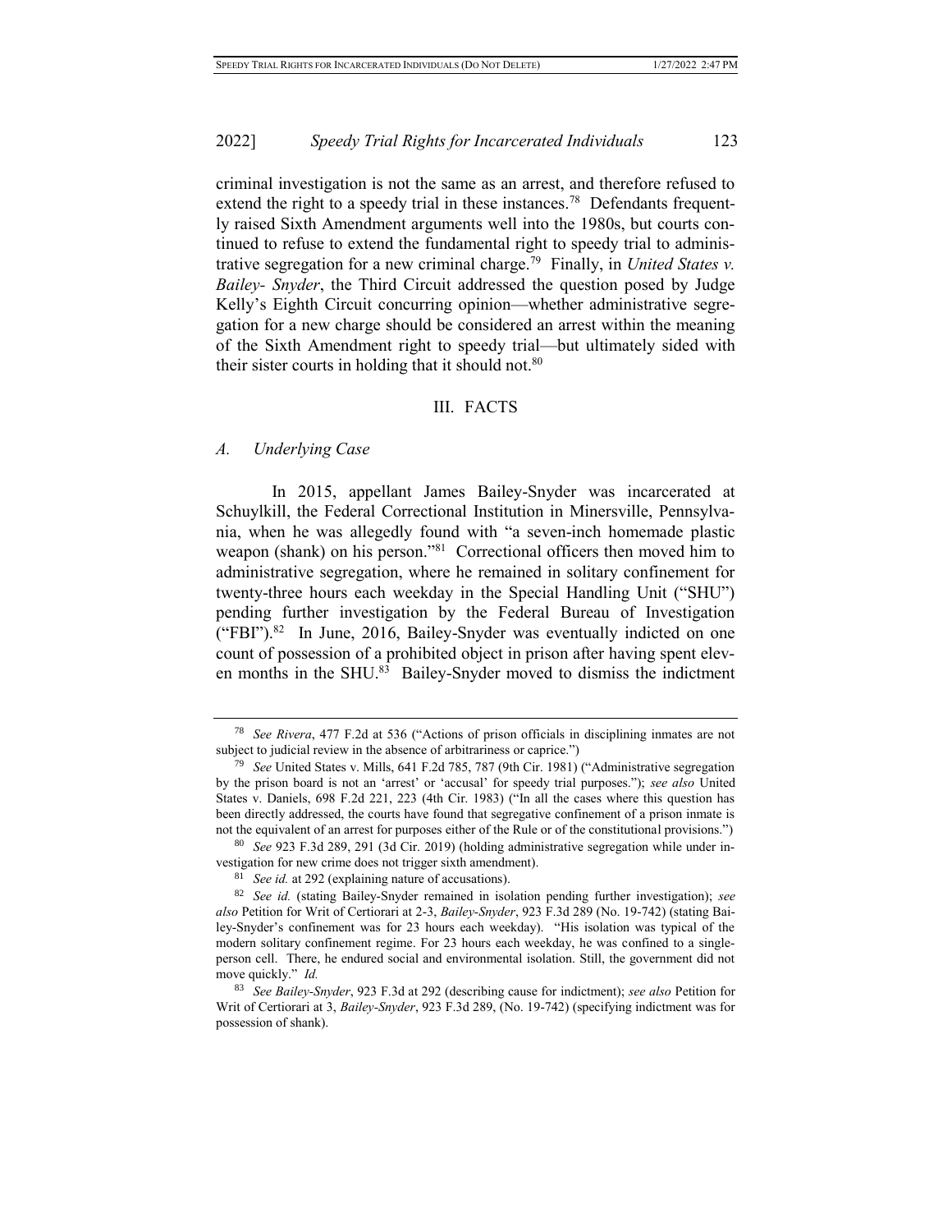criminal investigation is not the same as an arrest, and therefore refused to extend the right to a speedy trial in these instances.[78] Defendants frequently raised Sixth Amendment arguments well into the 1980s, but courts continued to refuse to extend the fundamental right to speedy trial to administrative segregation for a new criminal charge.[79] Finally, in *United States v. Bailey- Snyder*, the Third Circuit addressed the question posed by Judge Kelly's Eighth Circuit concurring opinion—whether administrative segregation for a new charge should be considered an arrest within the meaning of the Sixth Amendment right to speedy trial—but ultimately sided with their sister courts in holding that it should not.[80]

## III. FACTS

### *A. Underlying Case*

In 2015, appellant James Bailey-Snyder was incarcerated at Schuylkill, the Federal Correctional Institution in Minersville, Pennsylvania, when he was allegedly found with "a seven-inch homemade plastic weapon (shank) on his person."[81] Correctional officers then moved him to administrative segregation, where he remained in solitary confinement for twenty-three hours each weekday in the Special Handling Unit ("SHU") pending further investigation by the Federal Bureau of Investigation ("FBI").[82] In June, 2016, Bailey-Snyder was eventually indicted on one count of possession of a prohibited object in prison after having spent eleven months in the SHU.[83] Bailey-Snyder moved to dismiss the indictment

---

[78] *See Rivera*, 477 F.2d at 536 ("Actions of prison officials in disciplining inmates are not subject to judicial review in the absence of arbitrariness or caprice.")

[79] *See* United States v. Mills, 641 F.2d 785, 787 (9th Cir. 1981) ("Administrative segregation by the prison board is not an 'arrest' or 'accusal' for speedy trial purposes."); *see also* United States v. Daniels, 698 F.2d 221, 223 (4th Cir. 1983) ("In all the cases where this question has been directly addressed, the courts have found that segregative confinement of a prison inmate is not the equivalent of an arrest for purposes either of the Rule or of the constitutional provisions.")

[80] *See* 923 F.3d 289, 291 (3d Cir. 2019) (holding administrative segregation while under investigation for new crime does not trigger sixth amendment).

[81] *See id.* at 292 (explaining nature of accusations).

[82] *See id.* (stating Bailey-Snyder remained in isolation pending further investigation); *see also* Petition for Writ of Certiorari at 2-3, *Bailey-Snyder*, 923 F.3d 289 (No. 19-742) (stating Bailey-Snyder's confinement was for 23 hours each weekday). "His isolation was typical of the modern solitary confinement regime. For 23 hours each weekday, he was confined to a single-person cell. There, he endured social and environmental isolation. Still, the government did not move quickly." *Id.*

[83] *See Bailey-Snyder*, 923 F.3d at 292 (describing cause for indictment); *see also* Petition for Writ of Certiorari at 3, *Bailey-Snyder*, 923 F.3d 289, (No. 19-742) (specifying indictment was for possession of shank).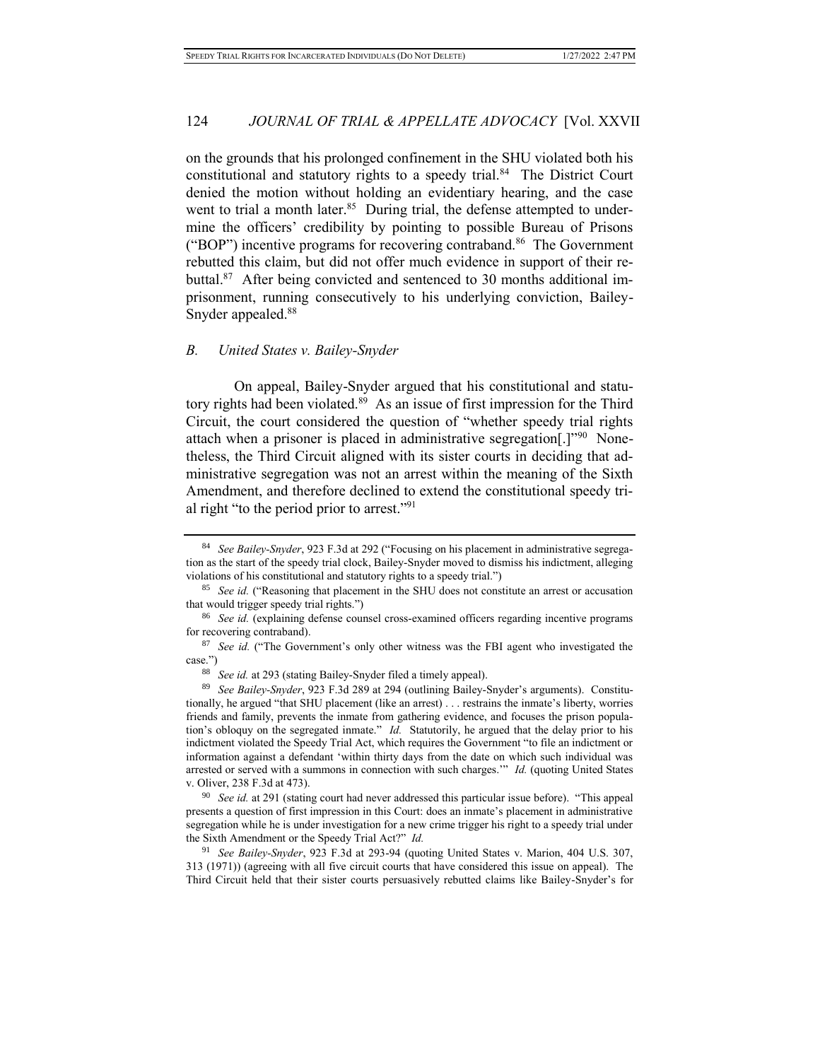on the grounds that his prolonged confinement in the SHU violated both his constitutional and statutory rights to a speedy trial.[84] The District Court denied the motion without holding an evidentiary hearing, and the case went to trial a month later.[85] During trial, the defense attempted to undermine the officers' credibility by pointing to possible Bureau of Prisons ("BOP") incentive programs for recovering contraband.[86] The Government rebutted this claim, but did not offer much evidence in support of their rebuttal.[87] After being convicted and sentenced to 30 months additional imprisonment, running consecutively to his underlying conviction, Bailey-Snyder appealed.[88]

### *B. United States v. Bailey-Snyder*

On appeal, Bailey-Snyder argued that his constitutional and statutory rights had been violated.[89] As an issue of first impression for the Third Circuit, the court considered the question of "whether speedy trial rights attach when a prisoner is placed in administrative segregation[.]"[90] Nonetheless, the Third Circuit aligned with its sister courts in deciding that administrative segregation was not an arrest within the meaning of the Sixth Amendment, and therefore declined to extend the constitutional speedy trial right "to the period prior to arrest."[91]

---

[84] *See Bailey-Snyder*, 923 F.3d at 292 ("Focusing on his placement in administrative segregation as the start of the speedy trial clock, Bailey-Snyder moved to dismiss his indictment, alleging violations of his constitutional and statutory rights to a speedy trial.")

[85] *See id.* ("Reasoning that placement in the SHU does not constitute an arrest or accusation that would trigger speedy trial rights.")

[86] *See id.* (explaining defense counsel cross-examined officers regarding incentive programs for recovering contraband).

[87] *See id.* ("The Government's only other witness was the FBI agent who investigated the case.")

[88] *See id.* at 293 (stating Bailey-Snyder filed a timely appeal).

[89] *See Bailey-Snyder*, 923 F.3d 289 at 294 (outlining Bailey-Snyder's arguments). Constitutionally, he argued "that SHU placement (like an arrest) . . . restrains the inmate's liberty, worries friends and family, prevents the inmate from gathering evidence, and focuses the prison population's obloquy on the segregated inmate." *Id.* Statutorily, he argued that the delay prior to his indictment violated the Speedy Trial Act, which requires the Government "to file an indictment or information against a defendant 'within thirty days from the date on which such individual was arrested or served with a summons in connection with such charges.'" *Id.* (quoting United States v. Oliver, 238 F.3d at 473).

[90] *See id.* at 291 (stating court had never addressed this particular issue before). "This appeal presents a question of first impression in this Court: does an inmate's placement in administrative segregation while he is under investigation for a new crime trigger his right to a speedy trial under the Sixth Amendment or the Speedy Trial Act?" *Id.*

[91] *See Bailey-Snyder*, 923 F.3d at 293-94 (quoting United States v. Marion, 404 U.S. 307, 313 (1971)) (agreeing with all five circuit courts that have considered this issue on appeal). The Third Circuit held that their sister courts persuasively rebutted claims like Bailey-Snyder's for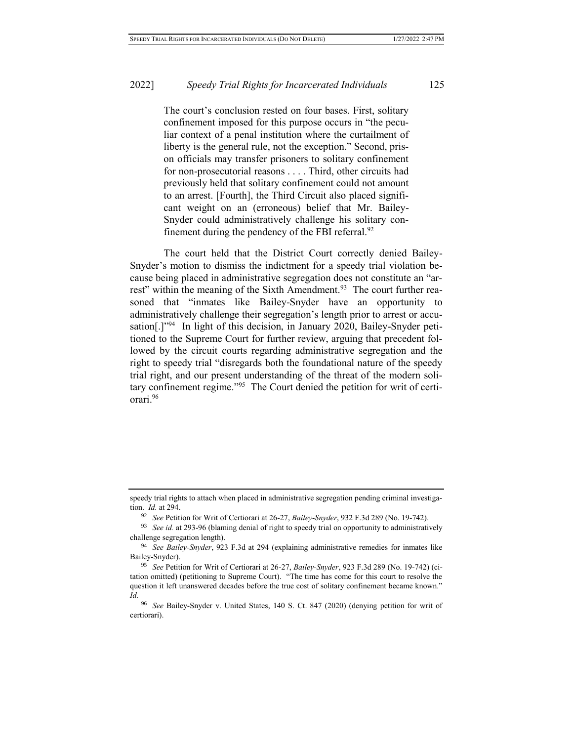> The court's conclusion rested on four bases. First, solitary confinement imposed for this purpose occurs in "the peculiar context of a penal institution where the curtailment of liberty is the general rule, not the exception." Second, prison officials may transfer prisoners to solitary confinement for non-prosecutorial reasons . . . . Third, other circuits had previously held that solitary confinement could not amount to an arrest. [Fourth], the Third Circuit also placed significant weight on an (erroneous) belief that Mr. Bailey-Snyder could administratively challenge his solitary confinement during the pendency of the FBI referral.[92]

The court held that the District Court correctly denied Bailey-Snyder's motion to dismiss the indictment for a speedy trial violation because being placed in administrative segregation does not constitute an "arrest" within the meaning of the Sixth Amendment.[93] The court further reasoned that "inmates like Bailey-Snyder have an opportunity to administratively challenge their segregation's length prior to arrest or accusation[.]"[94] In light of this decision, in January 2020, Bailey-Snyder petitioned to the Supreme Court for further review, arguing that precedent followed by the circuit courts regarding administrative segregation and the right to speedy trial "disregards both the foundational nature of the speedy trial right, and our present understanding of the threat of the modern solitary confinement regime."[95] The Court denied the petition for writ of certiorari.[96]

---

speedy trial rights to attach when placed in administrative segregation pending criminal investigation. *Id.* at 294.

[92] *See* Petition for Writ of Certiorari at 26-27, *Bailey-Snyder*, 932 F.3d 289 (No. 19-742).

[93] *See id.* at 293-96 (blaming denial of right to speedy trial on opportunity to administratively challenge segregation length).

[94] *See Bailey-Snyder*, 923 F.3d at 294 (explaining administrative remedies for inmates like Bailey-Snyder).

[95] *See* Petition for Writ of Certiorari at 26-27, *Bailey-Snyder*, 923 F.3d 289 (No. 19-742) (citation omitted) (petitioning to Supreme Court). "The time has come for this court to resolve the question it left unanswered decades before the true cost of solitary confinement became known." *Id.*

[96] *See* Bailey-Snyder v. United States, 140 S. Ct. 847 (2020) (denying petition for writ of certiorari).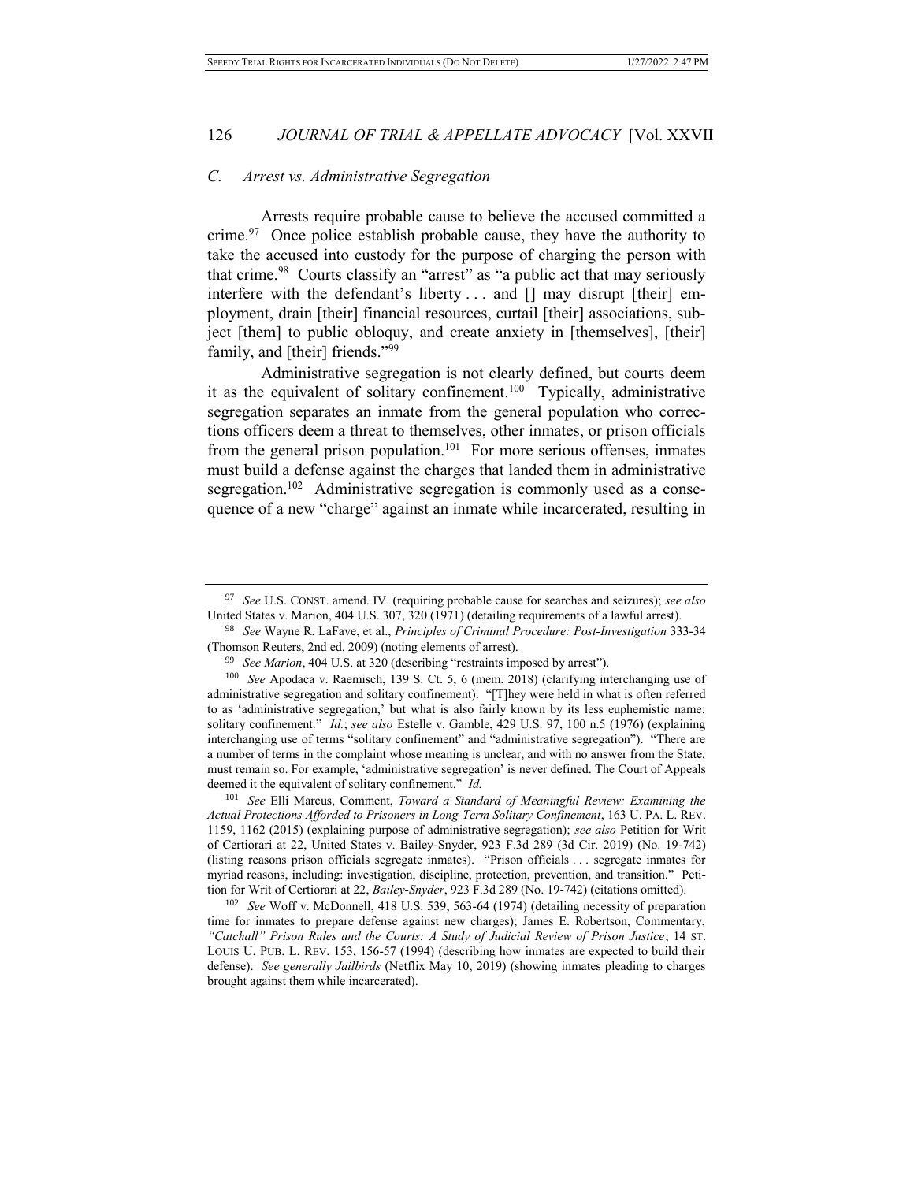### *C. Arrest vs. Administrative Segregation*

Arrests require probable cause to believe the accused committed a crime.[97] Once police establish probable cause, they have the authority to take the accused into custody for the purpose of charging the person with that crime.[98] Courts classify an "arrest" as "a public act that may seriously interfere with the defendant's liberty . . . and [] may disrupt [their] employment, drain [their] financial resources, curtail [their] associations, subject [them] to public obloquy, and create anxiety in [themselves], [their] family, and [their] friends."[99]

Administrative segregation is not clearly defined, but courts deem it as the equivalent of solitary confinement.[100] Typically, administrative segregation separates an inmate from the general population who corrections officers deem a threat to themselves, other inmates, or prison officials from the general prison population.[101] For more serious offenses, inmates must build a defense against the charges that landed them in administrative segregation.[102] Administrative segregation is commonly used as a consequence of a new "charge" against an inmate while incarcerated, resulting in

---

[97] *See* U.S. CONST. amend. IV. (requiring probable cause for searches and seizures); *see also* United States v. Marion, 404 U.S. 307, 320 (1971) (detailing requirements of a lawful arrest).

[98] *See* Wayne R. LaFave, et al., *Principles of Criminal Procedure: Post-Investigation* 333-34 (Thomson Reuters, 2nd ed. 2009) (noting elements of arrest).

[99] *See Marion*, 404 U.S. at 320 (describing "restraints imposed by arrest").

[100] *See* Apodaca v. Raemisch, 139 S. Ct. 5, 6 (mem. 2018) (clarifying interchanging use of administrative segregation and solitary confinement). "[T]hey were held in what is often referred to as 'administrative segregation,' but what is also fairly known by its less euphemistic name: solitary confinement." *Id.*; *see also* Estelle v. Gamble, 429 U.S. 97, 100 n.5 (1976) (explaining interchanging use of terms "solitary confinement" and "administrative segregation"). "There are a number of terms in the complaint whose meaning is unclear, and with no answer from the State, must remain so. For example, 'administrative segregation' is never defined. The Court of Appeals deemed it the equivalent of solitary confinement." *Id.*

[101] *See* Elli Marcus, Comment, *Toward a Standard of Meaningful Review: Examining the Actual Protections Afforded to Prisoners in Long-Term Solitary Confinement*, 163 U. PA. L. REV. 1159, 1162 (2015) (explaining purpose of administrative segregation); *see also* Petition for Writ of Certiorari at 22, United States v. Bailey-Snyder, 923 F.3d 289 (3d Cir. 2019) (No. 19-742) (listing reasons prison officials segregate inmates). "Prison officials . . . segregate inmates for myriad reasons, including: investigation, discipline, protection, prevention, and transition." Petition for Writ of Certiorari at 22, *Bailey-Snyder*, 923 F.3d 289 (No. 19-742) (citations omitted).

[102] *See* Wolff v. McDonnell, 418 U.S. 539, 563-64 (1974) (detailing necessity of preparation time for inmates to prepare defense against new charges); James E. Robertson, Commentary, *"Catchall" Prison Rules and the Courts: A Study of Judicial Review of Prison Justice*, 14 ST. LOUIS U. PUB. L. REV. 153, 156-57 (1994) (describing how inmates are expected to build their defense). *See generally Jailbirds* (Netflix May 10, 2019) (showing inmates pleading to charges brought against them while incarcerated).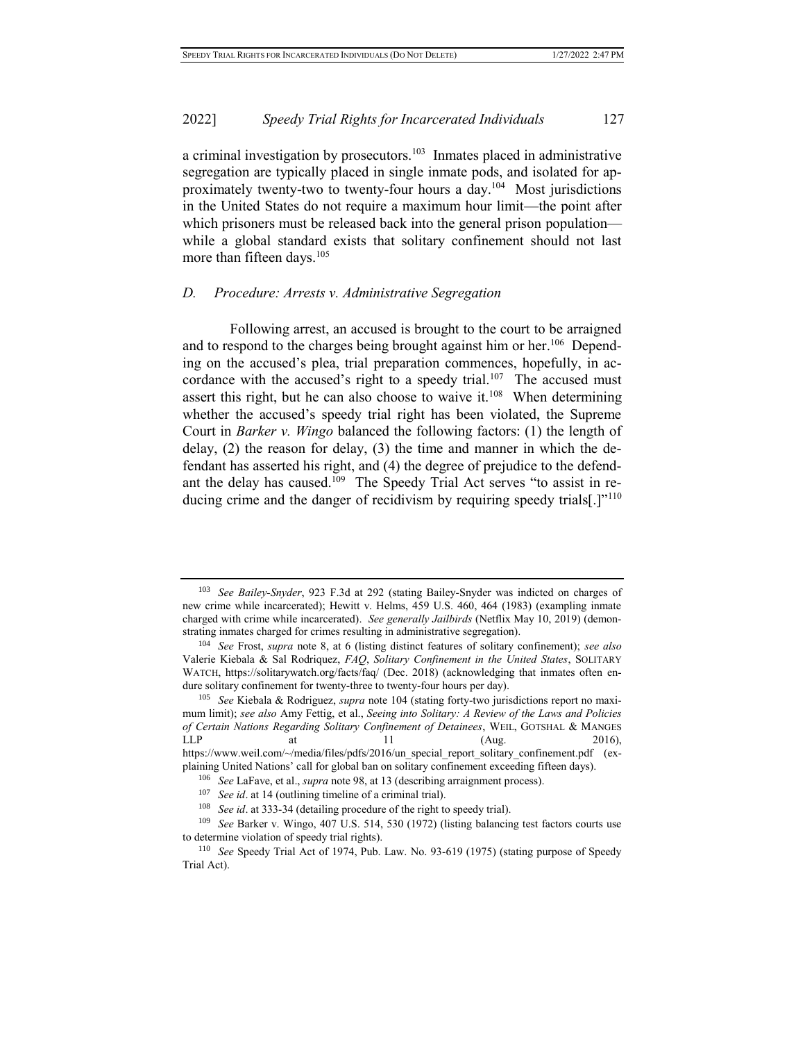a criminal investigation by prosecutors.[103] Inmates placed in administrative segregation are typically placed in single inmate pods, and isolated for approximately twenty-two to twenty-four hours a day.[104] Most jurisdictions in the United States do not require a maximum hour limit—the point after which prisoners must be released back into the general prison population—while a global standard exists that solitary confinement should not last more than fifteen days.[105]

### *D. Procedure: Arrests v. Administrative Segregation*

Following arrest, an accused is brought to the court to be arraigned and to respond to the charges being brought against him or her.[106] Depending on the accused's plea, trial preparation commences, hopefully, in accordance with the accused's right to a speedy trial.[107] The accused must assert this right, but he can also choose to waive it.[108] When determining whether the accused's speedy trial right has been violated, the Supreme Court in *Barker v. Wingo* balanced the following factors: (1) the length of delay, (2) the reason for delay, (3) the time and manner in which the defendant has asserted his right, and (4) the degree of prejudice to the defendant the delay has caused.[109] The Speedy Trial Act serves "to assist in reducing crime and the danger of recidivism by requiring speedy trials[.]"[110]

---

[103] *See Bailey-Snyder*, 923 F.3d at 292 (stating Bailey-Snyder was indicted on charges of new crime while incarcerated); Hewitt v. Helms, 459 U.S. 460, 464 (1983) (exampling inmate charged with crime while incarcerated). *See generally Jailbirds* (Netflix May 10, 2019) (demonstrating inmates charged for crimes resulting in administrative segregation).

[104] *See* Frost, *supra* note 8, at 6 (listing distinct features of solitary confinement); *see also* Valerie Kiebala & Sal Rodriquez, *FAQ*, *Solitary Confinement in the United States*, SOLITARY WATCH, https://solitarywatch.org/facts/faq/ (Dec. 2018) (acknowledging that inmates often endure solitary confinement for twenty-three to twenty-four hours per day).

[105] *See* Kiebala & Rodriguez, *supra* note 104 (stating forty-two jurisdictions report no maximum limit); *see also* Amy Fettig, et al., *Seeing into Solitary: A Review of the Laws and Policies of Certain Nations Regarding Solitary Confinement of Detainees*, WEIL, GOTSHAL & MANGES LLP at 11 (Aug. 2016), https://www.weil.com/~/media/files/pdfs/2016/un_special_report_solitary_confinement.pdf (explaining United Nations' call for global ban on solitary confinement exceeding fifteen days).

[106] *See* LaFave, et al., *supra* note 98, at 13 (describing arraignment process).

[107] *See id*. at 14 (outlining timeline of a criminal trial).

[108] *See id*. at 333-34 (detailing procedure of the right to speedy trial).

[109] *See* Barker v. Wingo, 407 U.S. 514, 530 (1972) (listing balancing test factors courts use to determine violation of speedy trial rights).

[110] *See* Speedy Trial Act of 1974, Pub. Law. No. 93-619 (1975) (stating purpose of Speedy Trial Act).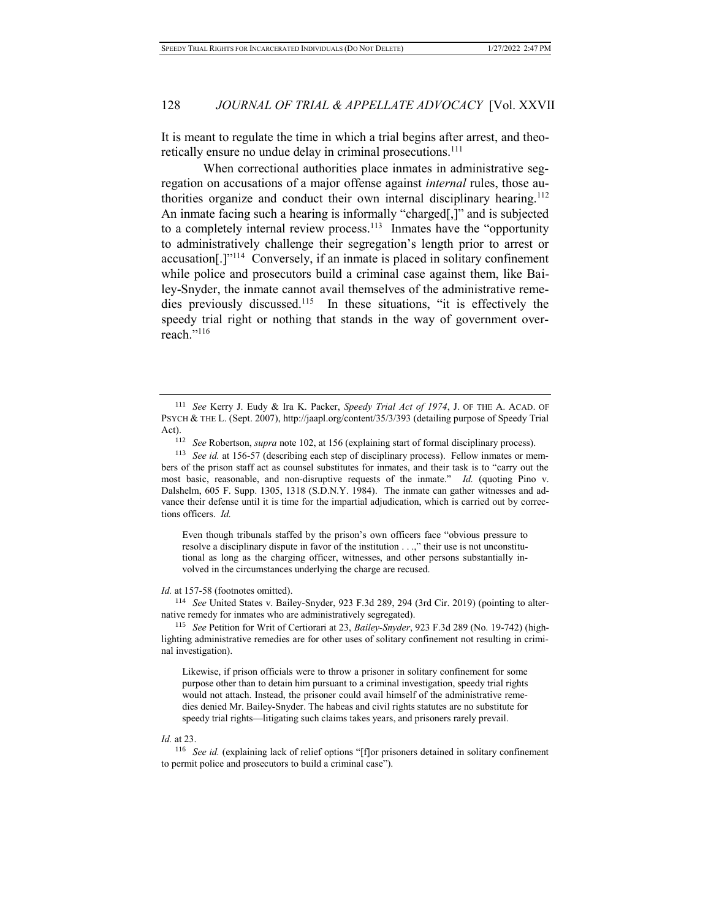It is meant to regulate the time in which a trial begins after arrest, and theoretically ensure no undue delay in criminal prosecutions.[111]

When correctional authorities place inmates in administrative segregation on accusations of a major offense against *internal* rules, those authorities organize and conduct their own internal disciplinary hearing.[112] An inmate facing such a hearing is informally "charged[,]" and is subjected to a completely internal review process.[113] Inmates have the "opportunity to administratively challenge their segregation's length prior to arrest or accusation[.]"[114] Conversely, if an inmate is placed in solitary confinement while police and prosecutors build a criminal case against them, like Bailey-Snyder, the inmate cannot avail themselves of the administrative remedies previously discussed.[115] In these situations, "it is effectively the speedy trial right or nothing that stands in the way of government overreach."[116]

---

[111] *See* Kerry J. Eudy & Ira K. Packer, *Speedy Trial Act of 1974*, J. OF THE A. ACAD. OF PSYCH & THE L. (Sept. 2007), http://jaapl.org/content/35/3/393 (detailing purpose of Speedy Trial Act).

[112] *See* Robertson, *supra* note 102, at 156 (explaining start of formal disciplinary process).

[113] *See id.* at 156-57 (describing each step of disciplinary process). Fellow inmates or members of the prison staff act as counsel substitutes for inmates, and their task is to "carry out the most basic, reasonable, and non-disruptive requests of the inmate." *Id.* (quoting Pino v. Dalshelm, 605 F. Supp. 1305, 1318 (S.D.N.Y. 1984). The inmate can gather witnesses and advance their defense until it is time for the impartial adjudication, which is carried out by corrections officers. *Id.*

> Even though tribunals staffed by the prison's own officers face "obvious pressure to resolve a disciplinary dispute in favor of the institution . . .," their use is not unconstitutional as long as the charging officer, witnesses, and other persons substantially involved in the circumstances underlying the charge are recused.

*Id.* at 157-58 (footnotes omitted).

[114] *See* United States v. Bailey-Snyder, 923 F.3d 289, 294 (3rd Cir. 2019) (pointing to alternative remedy for inmates who are administratively segregated).

[115] *See* Petition for Writ of Certiorari at 23, *Bailey-Snyder*, 923 F.3d 289 (No. 19-742) (highlighting administrative remedies are for other uses of solitary confinement not resulting in criminal investigation).

> Likewise, if prison officials were to throw a prisoner in solitary confinement for some purpose other than to detain him pursuant to a criminal investigation, speedy trial rights would not attach. Instead, the prisoner could avail himself of the administrative remedies denied Mr. Bailey-Snyder. The habeas and civil rights statutes are no substitute for speedy trial rights—litigating such claims takes years, and prisoners rarely prevail.

*Id.* at 23.

[116] *See id.* (explaining lack of relief options "[f]or prisoners detained in solitary confinement to permit police and prosecutors to build a criminal case").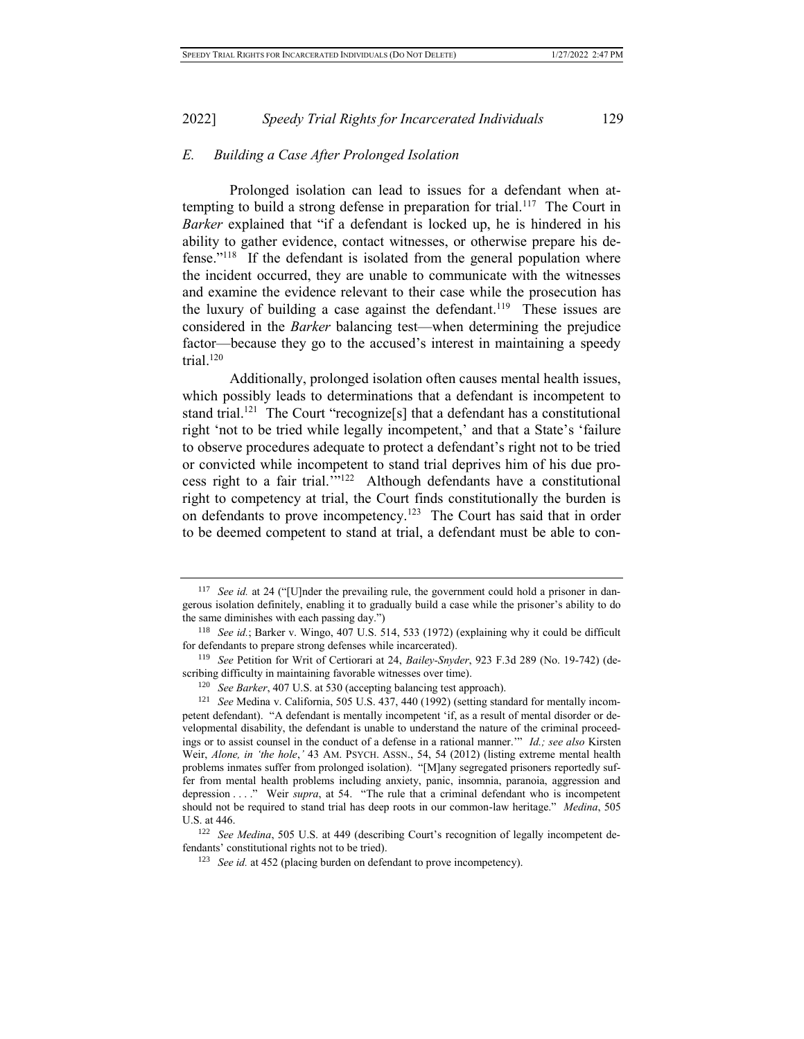### *E. Building a Case After Prolonged Isolation*

Prolonged isolation can lead to issues for a defendant when attempting to build a strong defense in preparation for trial.[117] The Court in *Barker* explained that "if a defendant is locked up, he is hindered in his ability to gather evidence, contact witnesses, or otherwise prepare his defense."[118] If the defendant is isolated from the general population where the incident occurred, they are unable to communicate with the witnesses and examine the evidence relevant to their case while the prosecution has the luxury of building a case against the defendant.[119] These issues are considered in the *Barker* balancing test—when determining the prejudice factor—because they go to the accused's interest in maintaining a speedy trial.[120]

Additionally, prolonged isolation often causes mental health issues, which possibly leads to determinations that a defendant is incompetent to stand trial.[121] The Court "recognize[s] that a defendant has a constitutional right 'not to be tried while legally incompetent,' and that a State's 'failure to observe procedures adequate to protect a defendant's right not to be tried or convicted while incompetent to stand trial deprives him of his due process right to a fair trial.'"[122] Although defendants have a constitutional right to competency at trial, the Court finds constitutionally the burden is on defendants to prove incompetency.[123] The Court has said that in order to be deemed competent to stand at trial, a defendant must be able to con-

---

[117] *See id.* at 24 ("[U]nder the prevailing rule, the government could hold a prisoner in dangerous isolation definitely, enabling it to gradually build a case while the prisoner's ability to do the same diminishes with each passing day.")

[118] *See id.*; Barker v. Wingo, 407 U.S. 514, 533 (1972) (explaining why it could be difficult for defendants to prepare strong defenses while incarcerated).

[119] *See* Petition for Writ of Certiorari at 24, *Bailey-Snyder*, 923 F.3d 289 (No. 19-742) (describing difficulty in maintaining favorable witnesses over time).

[120] *See Barker*, 407 U.S. at 530 (accepting balancing test approach).

[121] *See* Medina v. California, 505 U.S. 437, 440 (1992) (setting standard for mentally incompetent defendant). "A defendant is mentally incompetent 'if, as a result of mental disorder or developmental disability, the defendant is unable to understand the nature of the criminal proceedings or to assist counsel in the conduct of a defense in a rational manner.'" *Id.; see also* Kirsten Weir, *Alone, in 'the hole*,*'* 43 AM. PSYCH. ASSN., 54, 54 (2012) (listing extreme mental health problems inmates suffer from prolonged isolation). "[M]any segregated prisoners reportedly suffer from mental health problems including anxiety, panic, insomnia, paranoia, aggression and depression . . . ." Weir *supra*, at 54. "The rule that a criminal defendant who is incompetent should not be required to stand trial has deep roots in our common-law heritage." *Medina*, 505 U.S. at 446.

[122] *See Medina*, 505 U.S. at 449 (describing Court's recognition of legally incompetent defendants' constitutional rights not to be tried).

[123] *See id.* at 452 (placing burden on defendant to prove incompetency).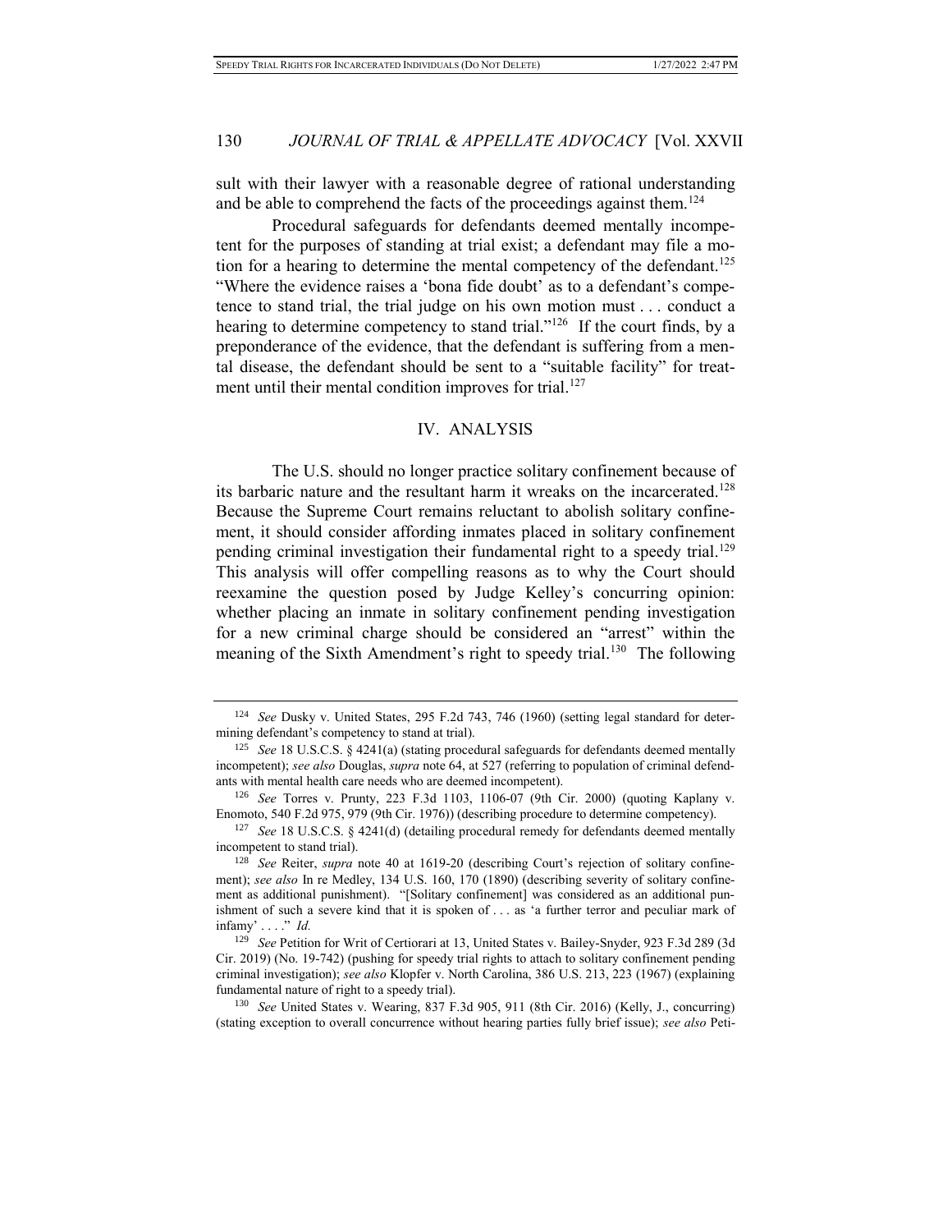sult with their lawyer with a reasonable degree of rational understanding and be able to comprehend the facts of the proceedings against them.[124]

Procedural safeguards for defendants deemed mentally incompetent for the purposes of standing at trial exist; a defendant may file a motion for a hearing to determine the mental competency of the defendant.[125] "Where the evidence raises a 'bona fide doubt' as to a defendant's competence to stand trial, the trial judge on his own motion must . . . conduct a hearing to determine competency to stand trial."[126] If the court finds, by a preponderance of the evidence, that the defendant is suffering from a mental disease, the defendant should be sent to a "suitable facility" for treatment until their mental condition improves for trial.[127]

## IV. ANALYSIS

The U.S. should no longer practice solitary confinement because of its barbaric nature and the resultant harm it wreaks on the incarcerated.[128] Because the Supreme Court remains reluctant to abolish solitary confinement, it should consider affording inmates placed in solitary confinement pending criminal investigation their fundamental right to a speedy trial.[129] This analysis will offer compelling reasons as to why the Court should reexamine the question posed by Judge Kelley's concurring opinion: whether placing an inmate in solitary confinement pending investigation for a new criminal charge should be considered an "arrest" within the meaning of the Sixth Amendment's right to speedy trial.[130] The following

---

[124] *See* Dusky v. United States, 295 F.2d 743, 746 (1960) (setting legal standard for determining defendant's competency to stand at trial).

[125] *See* 18 U.S.C.S. § 4241(a) (stating procedural safeguards for defendants deemed mentally incompetent); *see also* Douglas, *supra* note 64, at 527 (referring to population of criminal defendants with mental health care needs who are deemed incompetent).

[126] *See* Torres v. Prunty, 223 F.3d 1103, 1106-07 (9th Cir. 2000) (quoting Kaplany v. Enomoto, 540 F.2d 975, 979 (9th Cir. 1976)) (describing procedure to determine competency).

[127] *See* 18 U.S.C.S. § 4241(d) (detailing procedural remedy for defendants deemed mentally incompetent to stand trial).

[128] *See* Reiter, *supra* note 40 at 1619-20 (describing Court's rejection of solitary confinement); *see also* In re Medley, 134 U.S. 160, 170 (1890) (describing severity of solitary confinement as additional punishment). "[Solitary confinement] was considered as an additional punishment of such a severe kind that it is spoken of . . . as 'a further terror and peculiar mark of infamy' . . . ." *Id.*

[129] *See* Petition for Writ of Certiorari at 13, United States v. Bailey-Snyder, 923 F.3d 289 (3d Cir. 2019) (No. 19-742) (pushing for speedy trial rights to attach to solitary confinement pending criminal investigation); *see also* Klopfer v. North Carolina, 386 U.S. 213, 223 (1967) (explaining fundamental nature of right to a speedy trial).

[130] *See* United States v. Wearing, 837 F.3d 905, 911 (8th Cir. 2016) (Kelly, J., concurring) (stating exception to overall concurrence without hearing parties fully brief issue); *see also* Peti-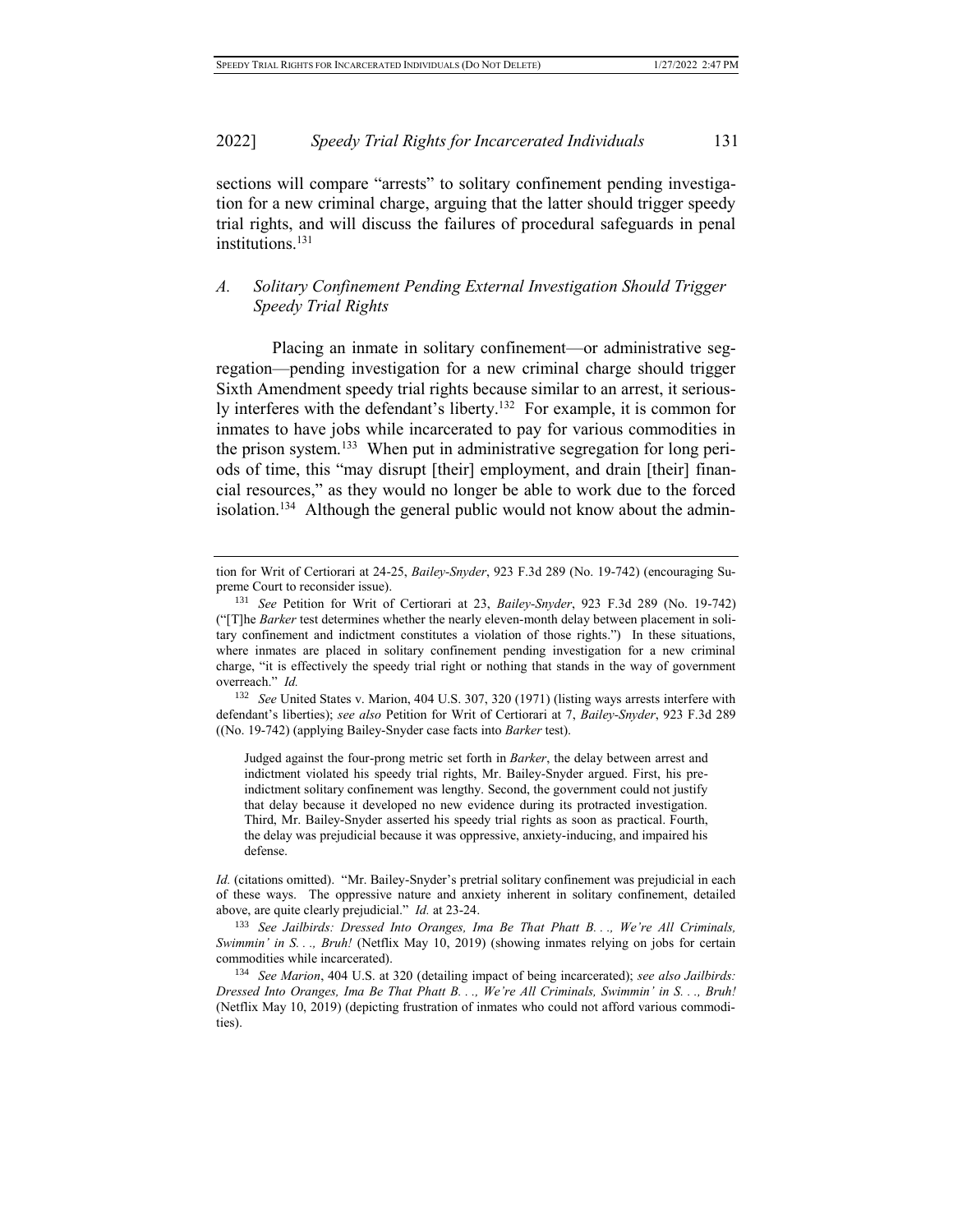sections will compare "arrests" to solitary confinement pending investigation for a new criminal charge, arguing that the latter should trigger speedy trial rights, and will discuss the failures of procedural safeguards in penal institutions.[131]

## *A. Solitary Confinement Pending External Investigation Should Trigger Speedy Trial Rights*

Placing an inmate in solitary confinement—or administrative segregation—pending investigation for a new criminal charge should trigger Sixth Amendment speedy trial rights because similar to an arrest, it seriously interferes with the defendant's liberty.[132] For example, it is common for inmates to have jobs while incarcerated to pay for various commodities in the prison system.[133] When put in administrative segregation for long periods of time, this "may disrupt [their] employment, and drain [their] financial resources," as they would no longer be able to work due to the forced isolation.[134] Although the general public would not know about the admin-

---

tion for Writ of Certiorari at 24-25, *Bailey-Snyder*, 923 F.3d 289 (No. 19-742) (encouraging Supreme Court to reconsider issue).

[131] *See* Petition for Writ of Certiorari at 23, *Bailey-Snyder*, 923 F.3d 289 (No. 19-742) ("[T]he *Barker* test determines whether the nearly eleven-month delay between placement in solitary confinement and indictment constitutes a violation of those rights.") In these situations, where inmates are placed in solitary confinement pending investigation for a new criminal charge, "it is effectively the speedy trial right or nothing that stands in the way of government overreach." *Id.*

[132] *See* United States v. Marion, 404 U.S. 307, 320 (1971) (listing ways arrests interfere with defendant's liberties); *see also* Petition for Writ of Certiorari at 7, *Bailey-Snyder*, 923 F.3d 289 ((No. 19-742) (applying Bailey-Snyder case facts into *Barker* test).

> Judged against the four-prong metric set forth in *Barker*, the delay between arrest and indictment violated his speedy trial rights, Mr. Bailey-Snyder argued. First, his pre-indictment solitary confinement was lengthy. Second, the government could not justify that delay because it developed no new evidence during its protracted investigation. Third, Mr. Bailey-Snyder asserted his speedy trial rights as soon as practical. Fourth, the delay was prejudicial because it was oppressive, anxiety-inducing, and impaired his defense.

*Id.* (citations omitted). "Mr. Bailey-Snyder's pretrial solitary confinement was prejudicial in each of these ways. The oppressive nature and anxiety inherent in solitary confinement, detailed above, are quite clearly prejudicial." *Id.* at 23-24.

[133] *See Jailbirds: Dressed Into Oranges, Ima Be That Phatt B. . ., We're All Criminals, Swimmin' in S. . ., Bruh!* (Netflix May 10, 2019) (showing inmates relying on jobs for certain commodities while incarcerated).

[134] *See Marion*, 404 U.S. at 320 (detailing impact of being incarcerated); *see also Jailbirds: Dressed Into Oranges, Ima Be That Phatt B. . ., We're All Criminals, Swimmin' in S. . ., Bruh!* (Netflix May 10, 2019) (depicting frustration of inmates who could not afford various commodities).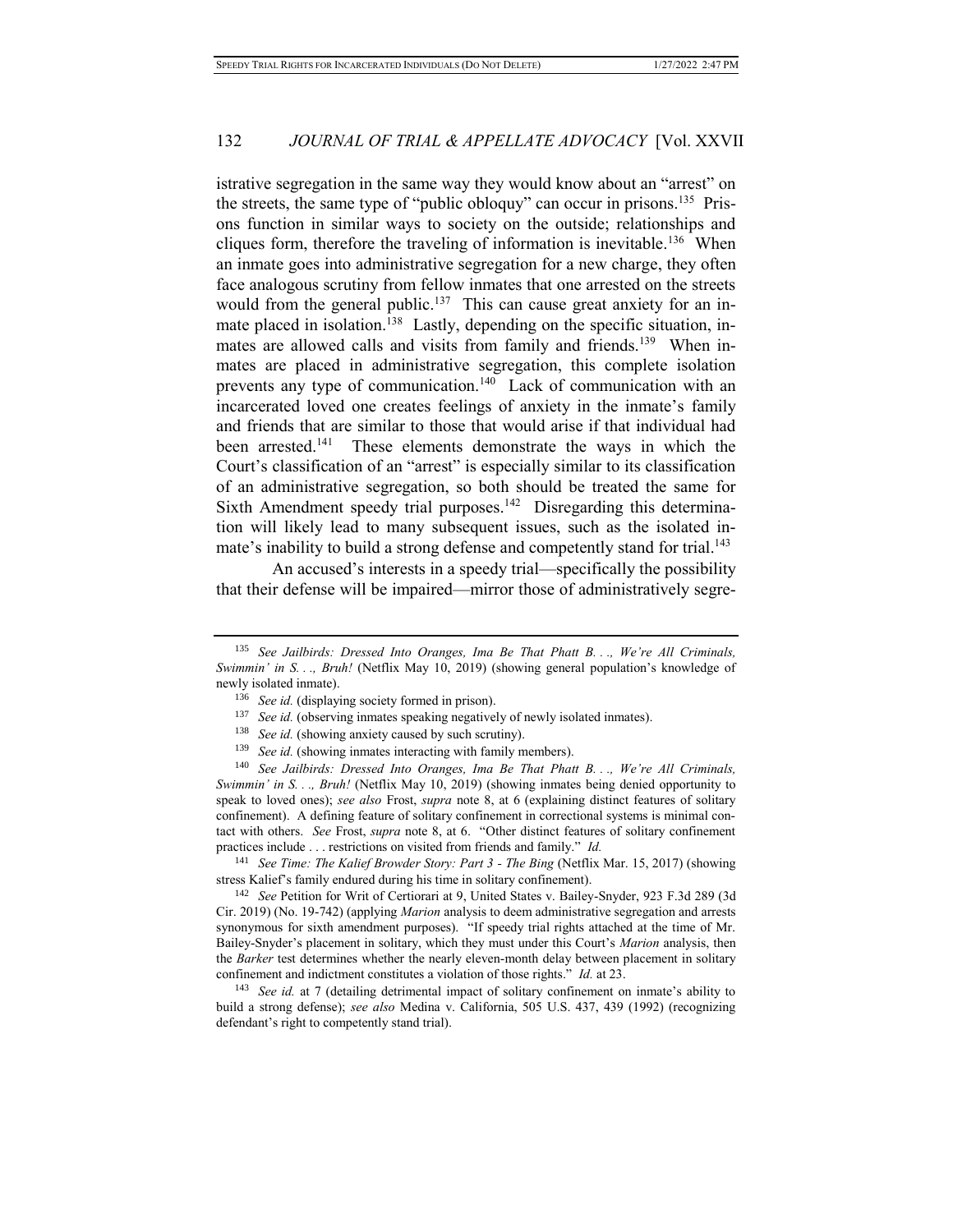istrative segregation in the same way they would know about an "arrest" on the streets, the same type of "public obloquy" can occur in prisons.[135] Prisons function in similar ways to society on the outside; relationships and cliques form, therefore the traveling of information is inevitable.[136] When an inmate goes into administrative segregation for a new charge, they often face analogous scrutiny from fellow inmates that one arrested on the streets would from the general public.[137] This can cause great anxiety for an inmate placed in isolation.[138] Lastly, depending on the specific situation, inmates are allowed calls and visits from family and friends.[139] When inmates are placed in administrative segregation, this complete isolation prevents any type of communication.[140] Lack of communication with an incarcerated loved one creates feelings of anxiety in the inmate's family and friends that are similar to those that would arise if that individual had been arrested.[141] These elements demonstrate the ways in which the Court's classification of an "arrest" is especially similar to its classification of an administrative segregation, so both should be treated the same for Sixth Amendment speedy trial purposes.[142] Disregarding this determination will likely lead to many subsequent issues, such as the isolated inmate's inability to build a strong defense and competently stand for trial.[143]

An accused's interests in a speedy trial—specifically the possibility that their defense will be impaired—mirror those of administratively segre-

---

[135] *See Jailbirds: Dressed Into Oranges, Ima Be That Phatt B. . ., We're All Criminals, Swimmin' in S. . ., Bruh!* (Netflix May 10, 2019) (showing general population's knowledge of newly isolated inmate).

[136] *See id.* (displaying society formed in prison).

[137] *See id.* (observing inmates speaking negatively of newly isolated inmates).

[138] *See id.* (showing anxiety caused by such scrutiny).

[139] *See id.* (showing inmates interacting with family members).

[140] *See Jailbirds: Dressed Into Oranges, Ima Be That Phatt B. . ., We're All Criminals, Swimmin' in S. . ., Bruh!* (Netflix May 10, 2019) (showing inmates being denied opportunity to speak to loved ones); *see also* Frost, *supra* note 8, at 6 (explaining distinct features of solitary confinement). A defining feature of solitary confinement in correctional systems is minimal contact with others. *See* Frost, *supra* note 8, at 6. "Other distinct features of solitary confinement practices include . . . restrictions on visited from friends and family." *Id.*

[141] *See Time: The Kalief Browder Story: Part 3 - The Bing* (Netflix Mar. 15, 2017) (showing stress Kalief's family endured during his time in solitary confinement).

[142] *See* Petition for Writ of Certiorari at 9, United States v. Bailey-Snyder, 923 F.3d 289 (3d Cir. 2019) (No. 19-742) (applying *Marion* analysis to deem administrative segregation and arrests synonymous for sixth amendment purposes). "If speedy trial rights attached at the time of Mr. Bailey-Snyder's placement in solitary, which they must under this Court's *Marion* analysis, then the *Barker* test determines whether the nearly eleven-month delay between placement in solitary confinement and indictment constitutes a violation of those rights." *Id.* at 23.

[143] *See id.* at 7 (detailing detrimental impact of solitary confinement on inmate's ability to build a strong defense); *see also* Medina v. California, 505 U.S. 437, 439 (1992) (recognizing defendant's right to competently stand trial).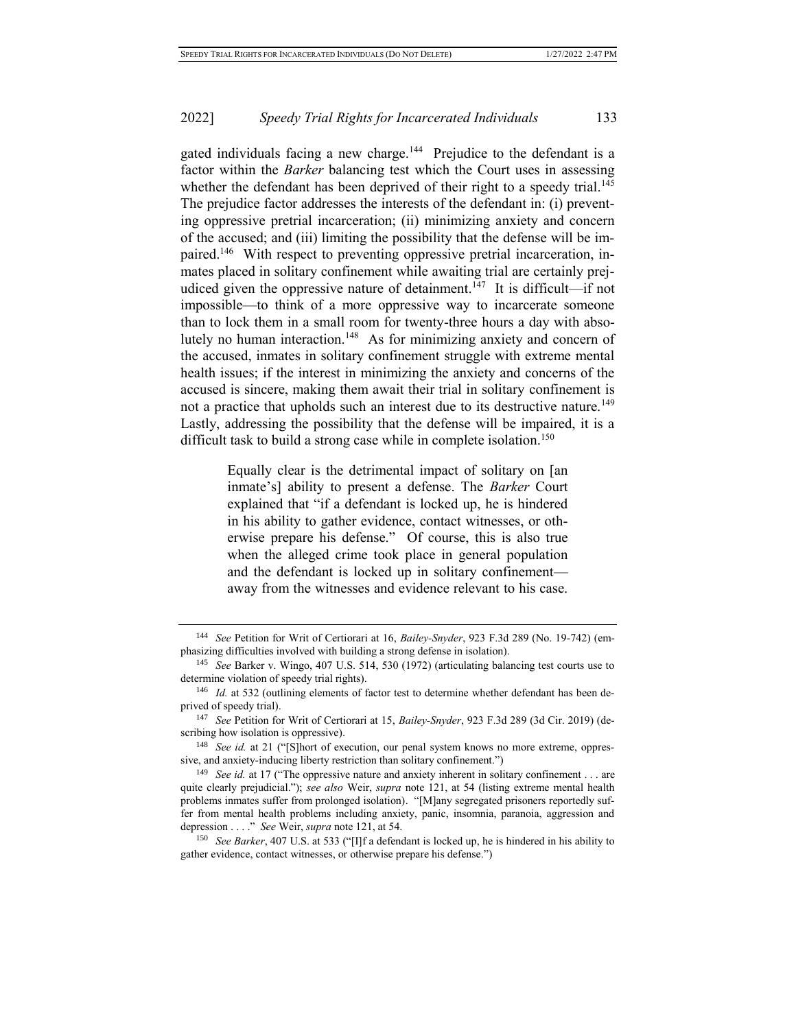gated individuals facing a new charge.[144] Prejudice to the defendant is a factor within the *Barker* balancing test which the Court uses in assessing whether the defendant has been deprived of their right to a speedy trial.[145] The prejudice factor addresses the interests of the defendant in: (i) preventing oppressive pretrial incarceration; (ii) minimizing anxiety and concern of the accused; and (iii) limiting the possibility that the defense will be impaired.[146] With respect to preventing oppressive pretrial incarceration, inmates placed in solitary confinement while awaiting trial are certainly prejudiced given the oppressive nature of detainment.[147] It is difficult—if not impossible—to think of a more oppressive way to incarcerate someone than to lock them in a small room for twenty-three hours a day with absolutely no human interaction.[148] As for minimizing anxiety and concern of the accused, inmates in solitary confinement struggle with extreme mental health issues; if the interest in minimizing the anxiety and concerns of the accused is sincere, making them await their trial in solitary confinement is not a practice that upholds such an interest due to its destructive nature.[149] Lastly, addressing the possibility that the defense will be impaired, it is a difficult task to build a strong case while in complete isolation.[150]

> Equally clear is the detrimental impact of solitary on [an inmate's] ability to present a defense. The *Barker* Court explained that "if a defendant is locked up, he is hindered in his ability to gather evidence, contact witnesses, or otherwise prepare his defense." Of course, this is also true when the alleged crime took place in general population and the defendant is locked up in solitary confinement—away from the witnesses and evidence relevant to his case.

---

[144] *See* Petition for Writ of Certiorari at 16, *Bailey-Snyder*, 923 F.3d 289 (No. 19-742) (emphasizing difficulties involved with building a strong defense in isolation).

[145] *See* Barker v. Wingo, 407 U.S. 514, 530 (1972) (articulating balancing test courts use to determine violation of speedy trial rights).

[146] *Id.* at 532 (outlining elements of factor test to determine whether defendant has been deprived of speedy trial).

[147] *See* Petition for Writ of Certiorari at 15, *Bailey-Snyder*, 923 F.3d 289 (3d Cir. 2019) (describing how isolation is oppressive).

[148] *See id.* at 21 ("[S]hort of execution, our penal system knows no more extreme, oppressive, and anxiety-inducing liberty restriction than solitary confinement.")

[149] *See id.* at 17 ("The oppressive nature and anxiety inherent in solitary confinement . . . are quite clearly prejudicial."); *see also* Weir, *supra* note 121, at 54 (listing extreme mental health problems inmates suffer from prolonged isolation). "[M]any segregated prisoners reportedly suffer from mental health problems including anxiety, panic, insomnia, paranoia, aggression and depression . . . ." *See* Weir, *supra* note 121, at 54.

[150] *See Barker*, 407 U.S. at 533 ("[I]f a defendant is locked up, he is hindered in his ability to gather evidence, contact witnesses, or otherwise prepare his defense.")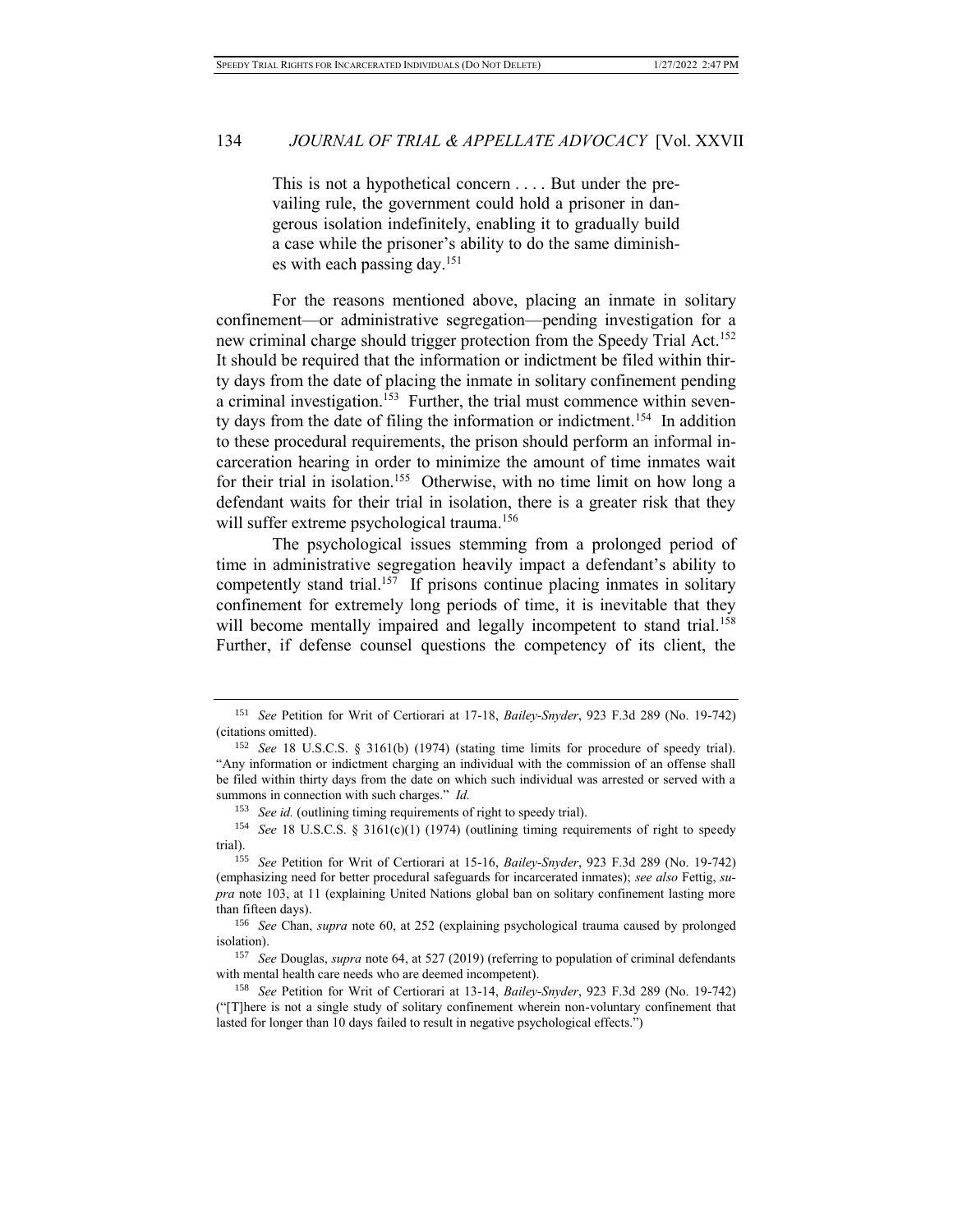> This is not a hypothetical concern . . . . But under the prevailing rule, the government could hold a prisoner in dangerous isolation indefinitely, enabling it to gradually build a case while the prisoner's ability to do the same diminishes with each passing day.[151]

For the reasons mentioned above, placing an inmate in solitary confinement—or administrative segregation—pending investigation for a new criminal charge should trigger protection from the Speedy Trial Act.[152] It should be required that the information or indictment be filed within thirty days from the date of placing the inmate in solitary confinement pending a criminal investigation.[153] Further, the trial must commence within seventy days from the date of filing the information or indictment.[154] In addition to these procedural requirements, the prison should perform an informal incarceration hearing in order to minimize the amount of time inmates wait for their trial in isolation.[155] Otherwise, with no time limit on how long a defendant waits for their trial in isolation, there is a greater risk that they will suffer extreme psychological trauma.[156]

The psychological issues stemming from a prolonged period of time in administrative segregation heavily impact a defendant's ability to competently stand trial.[157] If prisons continue placing inmates in solitary confinement for extremely long periods of time, it is inevitable that they will become mentally impaired and legally incompetent to stand trial.[158] Further, if defense counsel questions the competency of its client, the

---

[151] *See* Petition for Writ of Certiorari at 17-18, *Bailey-Snyder*, 923 F.3d 289 (No. 19-742) (citations omitted).

[152] *See* 18 U.S.C.S. § 3161(b) (1974) (stating time limits for procedure of speedy trial). "Any information or indictment charging an individual with the commission of an offense shall be filed within thirty days from the date on which such individual was arrested or served with a summons in connection with such charges." *Id.*

[153] *See id.* (outlining timing requirements of right to speedy trial).

[154] *See* 18 U.S.C.S. § 3161(c)(1) (1974) (outlining timing requirements of right to speedy trial).

[155] *See* Petition for Writ of Certiorari at 15-16, *Bailey-Snyder*, 923 F.3d 289 (No. 19-742) (emphasizing need for better procedural safeguards for incarcerated inmates); *see also* Fettig, *supra* note 103, at 11 (explaining United Nations global ban on solitary confinement lasting more than fifteen days).

[156] *See* Chan, *supra* note 60, at 252 (explaining psychological trauma caused by prolonged isolation).

[157] *See* Douglas, *supra* note 64, at 527 (2019) (referring to population of criminal defendants with mental health care needs who are deemed incompetent).

[158] *See* Petition for Writ of Certiorari at 13-14, *Bailey-Snyder*, 923 F.3d 289 (No. 19-742) ("[T]here is not a single study of solitary confinement wherein non-voluntary confinement that lasted for longer than 10 days failed to result in negative psychological effects.")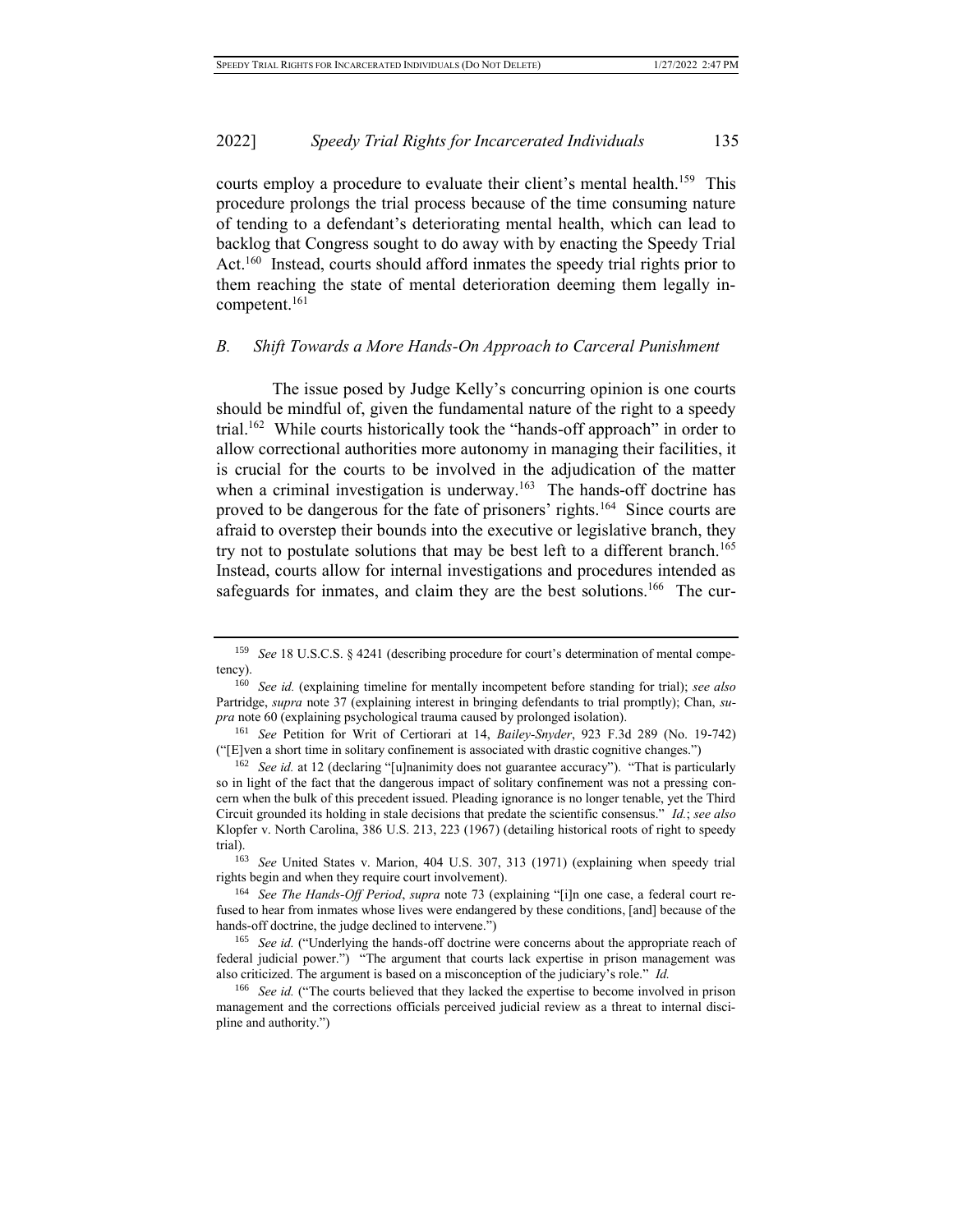courts employ a procedure to evaluate their client's mental health.[159] This procedure prolongs the trial process because of the time consuming nature of tending to a defendant's deteriorating mental health, which can lead to backlog that Congress sought to do away with by enacting the Speedy Trial Act.[160] Instead, courts should afford inmates the speedy trial rights prior to them reaching the state of mental deterioration deeming them legally incompetent.[161]

### *B. Shift Towards a More Hands-On Approach to Carceral Punishment*

The issue posed by Judge Kelly's concurring opinion is one courts should be mindful of, given the fundamental nature of the right to a speedy trial.[162] While courts historically took the "hands-off approach" in order to allow correctional authorities more autonomy in managing their facilities, it is crucial for the courts to be involved in the adjudication of the matter when a criminal investigation is underway.[163] The hands-off doctrine has proved to be dangerous for the fate of prisoners' rights.[164] Since courts are afraid to overstep their bounds into the executive or legislative branch, they try not to postulate solutions that may be best left to a different branch.[165] Instead, courts allow for internal investigations and procedures intended as safeguards for inmates, and claim they are the best solutions.[166] The cur-

---

[159] *See* 18 U.S.C.S. § 4241 (describing procedure for court's determination of mental competency).

[160] *See id.* (explaining timeline for mentally incompetent before standing for trial); *see also* Partridge, *supra* note 37 (explaining interest in bringing defendants to trial promptly); Chan, *supra* note 60 (explaining psychological trauma caused by prolonged isolation).

[161] *See* Petition for Writ of Certiorari at 14, *Bailey-Snyder*, 923 F.3d 289 (No. 19-742) ("[E]ven a short time in solitary confinement is associated with drastic cognitive changes.")

[162] *See id.* at 12 (declaring "[u]nanimity does not guarantee accuracy"). "That is particularly so in light of the fact that the dangerous impact of solitary confinement was not a pressing concern when the bulk of this precedent issued. Pleading ignorance is no longer tenable, yet the Third Circuit grounded its holding in stale decisions that predate the scientific consensus." *Id.*; *see also* Klopfer v. North Carolina, 386 U.S. 213, 223 (1967) (detailing historical roots of right to speedy trial).

[163] *See* United States v. Marion, 404 U.S. 307, 313 (1971) (explaining when speedy trial rights begin and when they require court involvement).

[164] *See The Hands-Off Period*, *supra* note 73 (explaining "[i]n one case, a federal court refused to hear from inmates whose lives were endangered by these conditions, [and] because of the hands-off doctrine, the judge declined to intervene.")

[165] *See id.* ("Underlying the hands-off doctrine were concerns about the appropriate reach of federal judicial power.") "The argument that courts lack expertise in prison management was also criticized. The argument is based on a misconception of the judiciary's role." *Id.*

[166] *See id.* ("The courts believed that they lacked the expertise to become involved in prison management and the corrections officials perceived judicial review as a threat to internal discipline and authority.")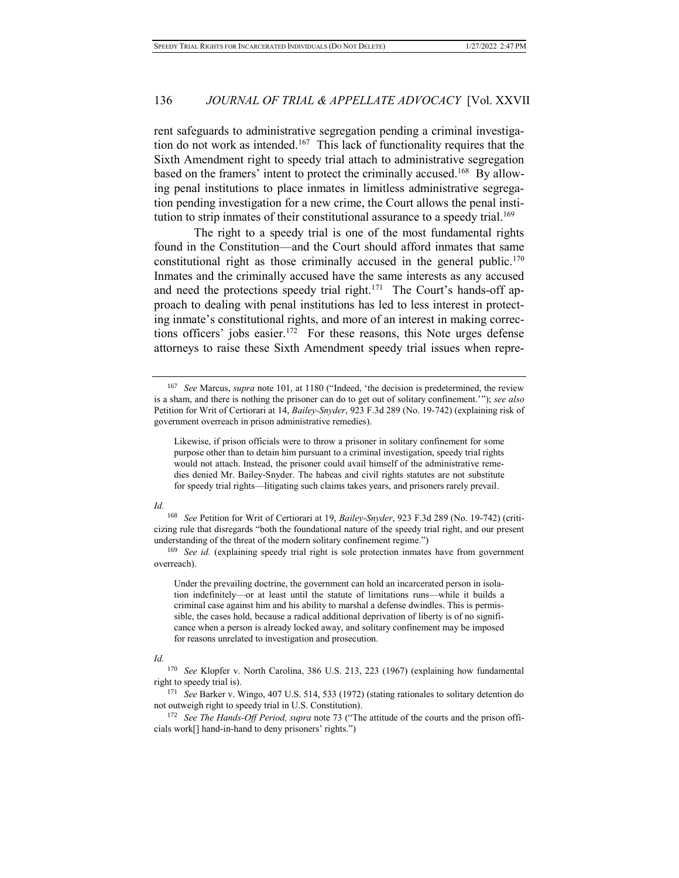rent safeguards to administrative segregation pending a criminal investigation do not work as intended.[167] This lack of functionality requires that the Sixth Amendment right to speedy trial attach to administrative segregation based on the framers' intent to protect the criminally accused.[168] By allowing penal institutions to place inmates in limitless administrative segregation pending investigation for a new crime, the Court allows the penal institution to strip inmates of their constitutional assurance to a speedy trial.[169]

The right to a speedy trial is one of the most fundamental rights found in the Constitution—and the Court should afford inmates that same constitutional right as those criminally accused in the general public.[170] Inmates and the criminally accused have the same interests as any accused and need the protections speedy trial right.[171] The Court's hands-off approach to dealing with penal institutions has led to less interest in protecting inmate's constitutional rights, and more of an interest in making corrections officers' jobs easier.[172] For these reasons, this Note urges defense attorneys to raise these Sixth Amendment speedy trial issues when repre-

---

[167] *See* Marcus, *supra* note 101, at 1180 ("Indeed, 'the decision is predetermined, the review is a sham, and there is nothing the prisoner can do to get out of solitary confinement.'"); *see also* Petition for Writ of Certiorari at 14, *Bailey-Snyder*, 923 F.3d 289 (No. 19-742) (explaining risk of government overreach in prison administrative remedies).

> Likewise, if prison officials were to throw a prisoner in solitary confinement for some purpose other than to detain him pursuant to a criminal investigation, speedy trial rights would not attach. Instead, the prisoner could avail himself of the administrative remedies denied Mr. Bailey-Snyder. The habeas and civil rights statutes are not substitute for speedy trial rights—litigating such claims takes years, and prisoners rarely prevail.

*Id.*

[168] *See* Petition for Writ of Certiorari at 19, *Bailey-Snyder*, 923 F.3d 289 (No. 19-742) (criticizing rule that disregards "both the foundational nature of the speedy trial right, and our present understanding of the threat of the modern solitary confinement regime.")

[169] *See id.* (explaining speedy trial right is sole protection inmates have from government overreach).

> Under the prevailing doctrine, the government can hold an incarcerated person in isolation indefinitely—or at least until the statute of limitations runs—while it builds a criminal case against him and his ability to marshal a defense dwindles. This is permissible, the cases hold, because a radical additional deprivation of liberty is of no significance when a person is already locked away, and solitary confinement may be imposed for reasons unrelated to investigation and prosecution.

*Id.*

[170] *See* Klopfer v. North Carolina, 386 U.S. 213, 223 (1967) (explaining how fundamental right to speedy trial is).

[171] *See* Barker v. Wingo, 407 U.S. 514, 533 (1972) (stating rationales to solitary detention do not outweigh right to speedy trial in U.S. Constitution).

[172] *See The Hands-Off Period, supra* note 73 ("The attitude of the courts and the prison officials work[] hand-in-hand to deny prisoners' rights.")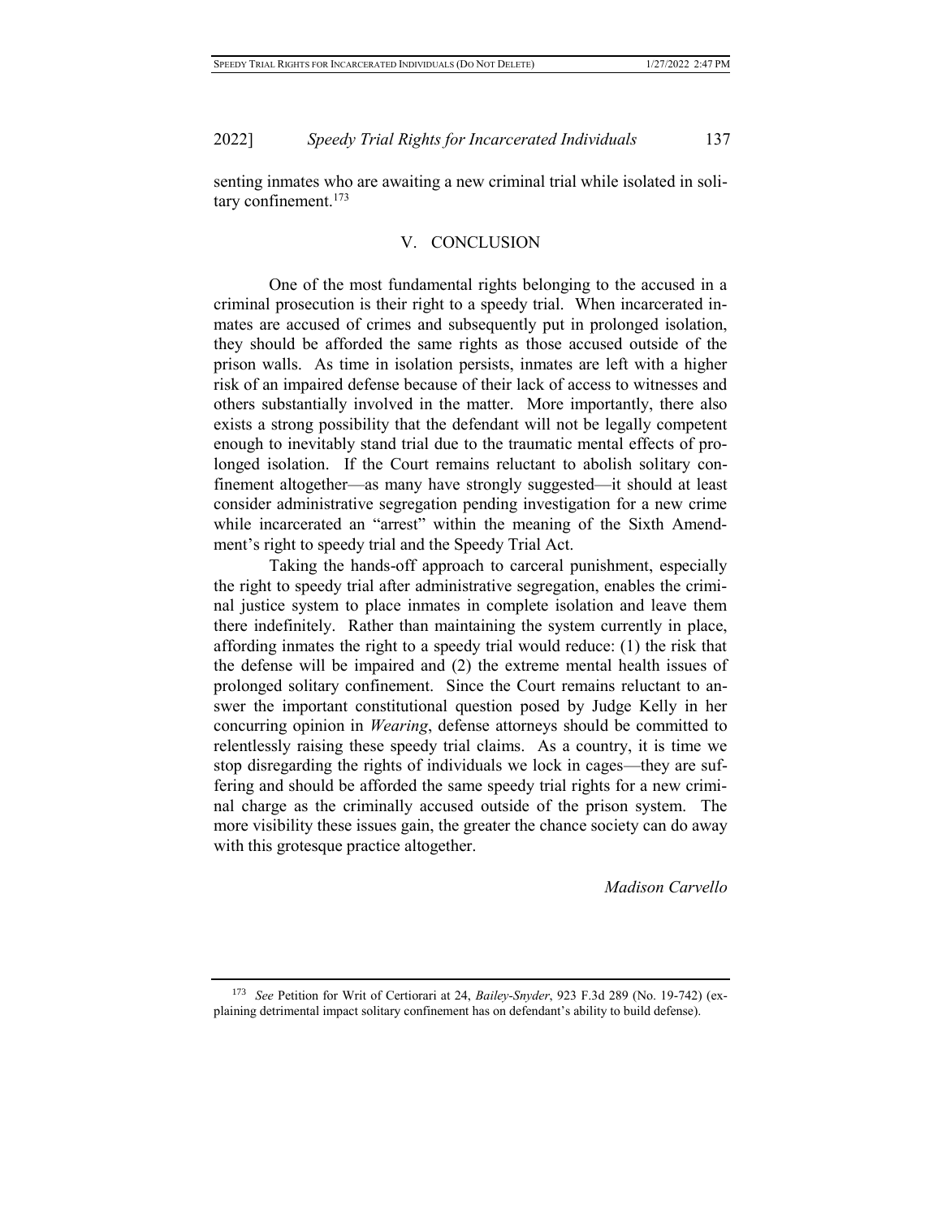senting inmates who are awaiting a new criminal trial while isolated in solitary confinement.[173]

## V. CONCLUSION

One of the most fundamental rights belonging to the accused in a criminal prosecution is their right to a speedy trial. When incarcerated inmates are accused of crimes and subsequently put in prolonged isolation, they should be afforded the same rights as those accused outside of the prison walls. As time in isolation persists, inmates are left with a higher risk of an impaired defense because of their lack of access to witnesses and others substantially involved in the matter. More importantly, there also exists a strong possibility that the defendant will not be legally competent enough to inevitably stand trial due to the traumatic mental effects of prolonged isolation. If the Court remains reluctant to abolish solitary confinement altogether—as many have strongly suggested—it should at least consider administrative segregation pending investigation for a new crime while incarcerated an "arrest" within the meaning of the Sixth Amendment's right to speedy trial and the Speedy Trial Act.

Taking the hands-off approach to carceral punishment, especially the right to speedy trial after administrative segregation, enables the criminal justice system to place inmates in complete isolation and leave them there indefinitely. Rather than maintaining the system currently in place, affording inmates the right to a speedy trial would reduce: (1) the risk that the defense will be impaired and (2) the extreme mental health issues of prolonged solitary confinement. Since the Court remains reluctant to answer the important constitutional question posed by Judge Kelly in her concurring opinion in *Wearing*, defense attorneys should be committed to relentlessly raising these speedy trial claims. As a country, it is time we stop disregarding the rights of individuals we lock in cages—they are suffering and should be afforded the same speedy trial rights for a new criminal charge as the criminally accused outside of the prison system. The more visibility these issues gain, the greater the chance society can do away with this grotesque practice altogether.

*Madison Carvello*

---

[173] *See* Petition for Writ of Certiorari at 24, *Bailey-Snyder*, 923 F.3d 289 (No. 19-742) (explaining detrimental impact solitary confinement has on defendant's ability to build defense).